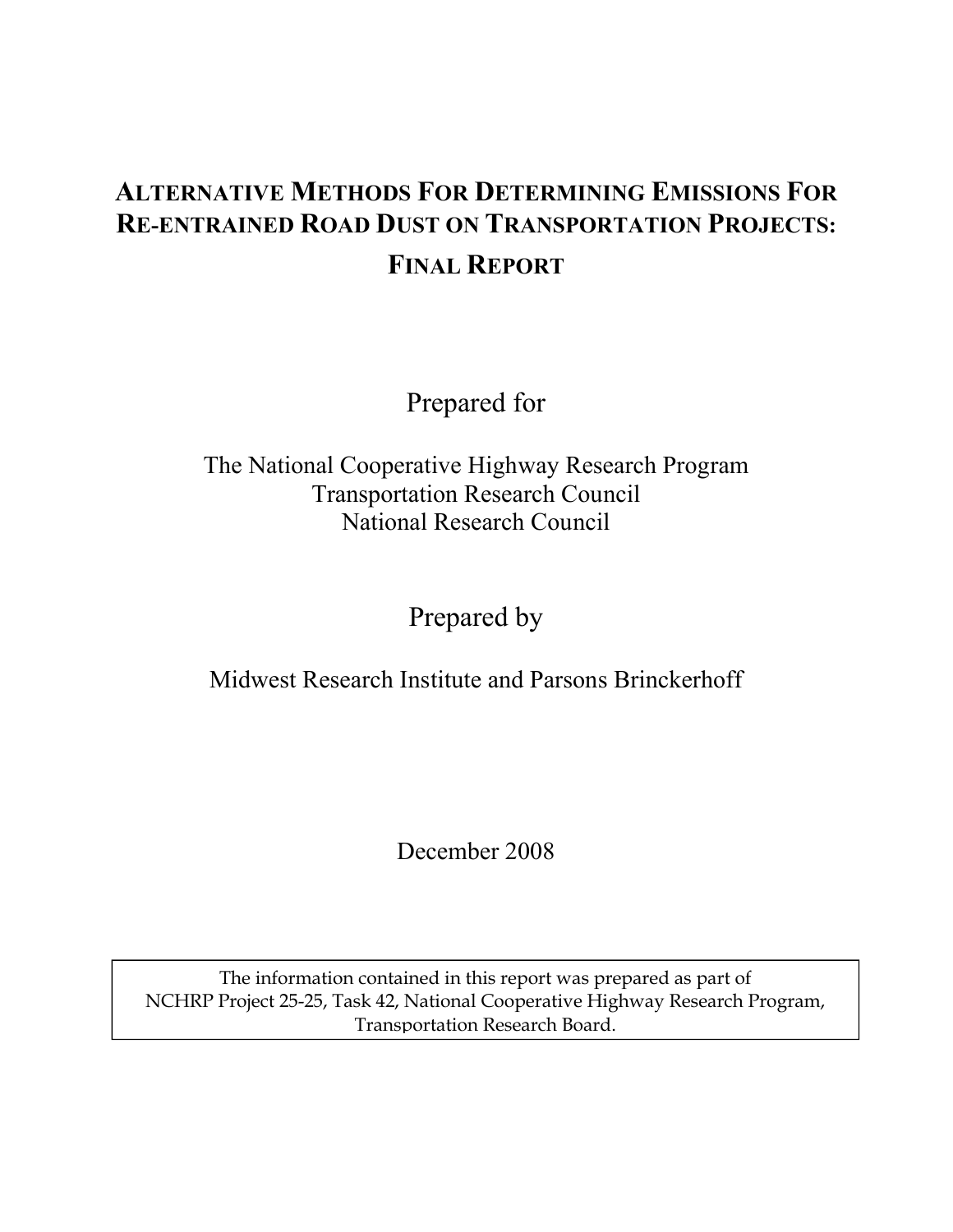# ALTERNATIVE METHODS FOR DETERMINING EMISSIONS FOR RE-ENTRAINED ROAD DUST ON TRANSPORTATION PROJECTS: FINAL REPORT

Prepared for

The National Cooperative Highway Research Program
Transportation Research Council
National Research Council

Prepared by

Midwest Research Institute and Parsons Brinckerhoff

December 2008

The information contained in this report was prepared as part of NCHRP Project 25-25, Task 42, National Cooperative Highway Research Program, Transportation Research Board.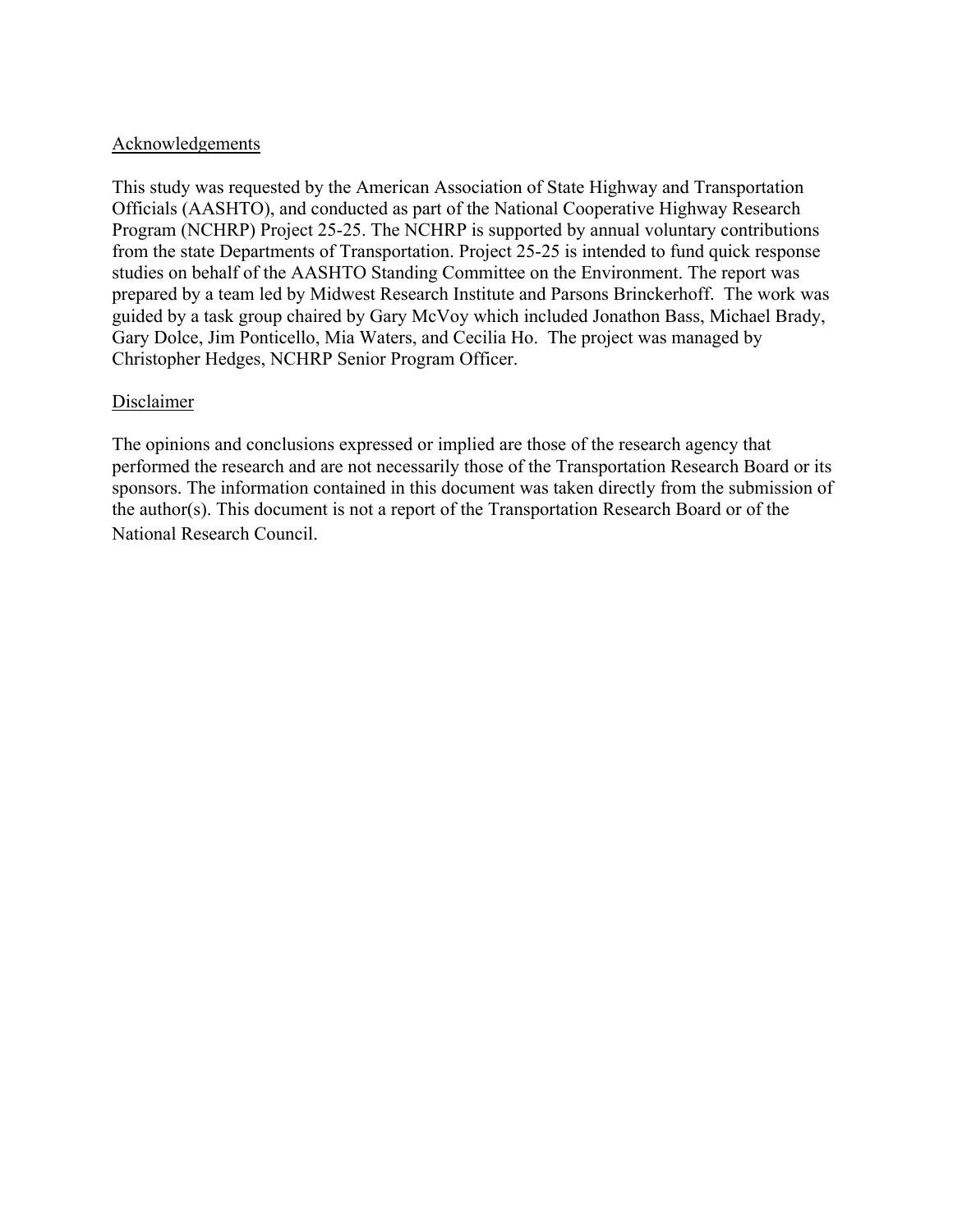## Acknowledgements

This study was requested by the American Association of State Highway and Transportation Officials (AASHTO), and conducted as part of the National Cooperative Highway Research Program (NCHRP) Project 25-25. The NCHRP is supported by annual voluntary contributions from the state Departments of Transportation. Project 25-25 is intended to fund quick response studies on behalf of the AASHTO Standing Committee on the Environment. The report was prepared by a team led by Midwest Research Institute and Parsons Brinckerhoff. The work was guided by a task group chaired by Gary McVoy which included Jonathon Bass, Michael Brady, Gary Dolce, Jim Ponticello, Mia Waters, and Cecilia Ho. The project was managed by Christopher Hedges, NCHRP Senior Program Officer.

## Disclaimer

The opinions and conclusions expressed or implied are those of the research agency that performed the research and are not necessarily those of the Transportation Research Board or its sponsors. The information contained in this document was taken directly from the submission of the author(s). This document is not a report of the Transportation Research Board or of the National Research Council.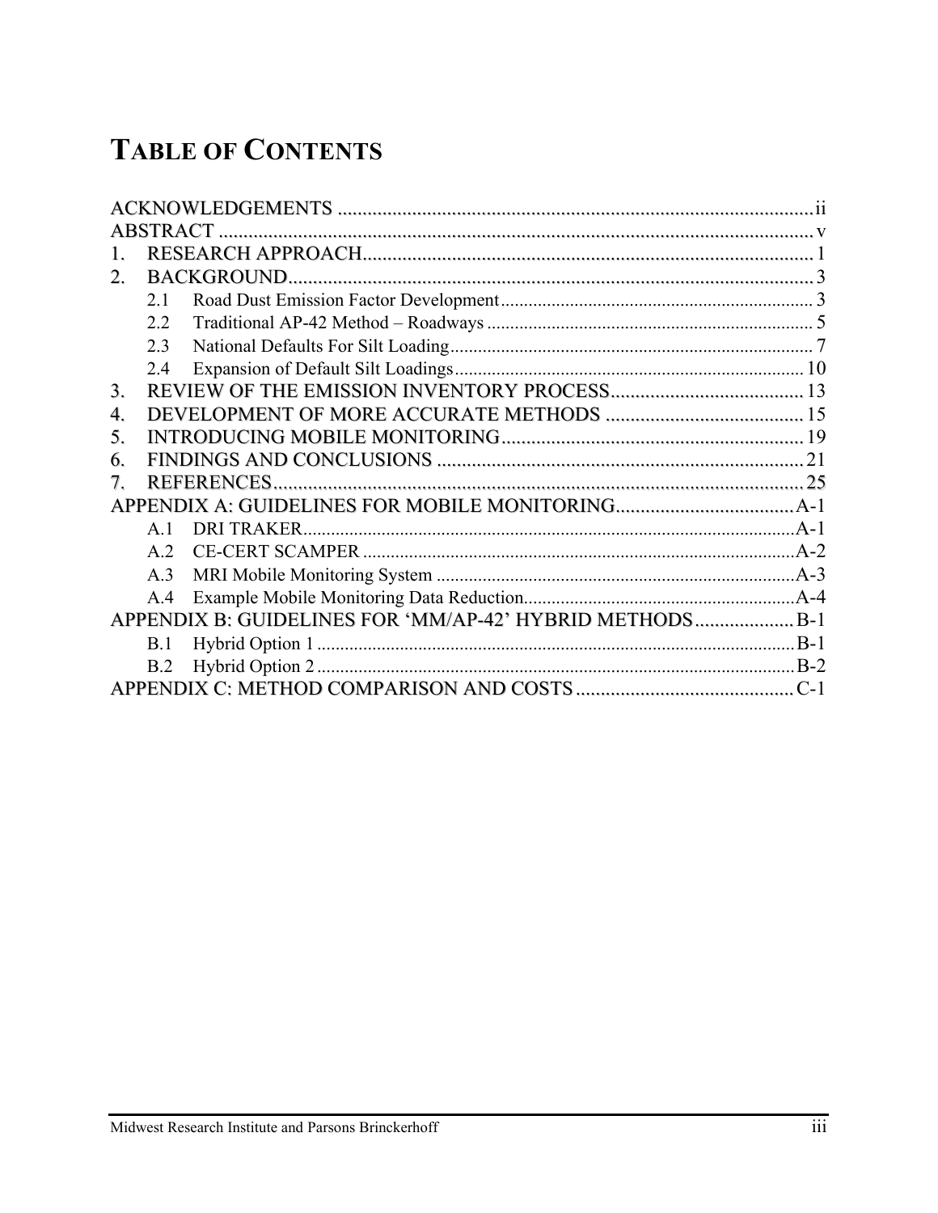# TABLE OF CONTENTS

ACKNOWLEDGEMENTS ..... ii
ABSTRACT ..... v
1. RESEARCH APPROACH ..... 1
2. BACKGROUND ..... 3
   - 2.1 Road Dust Emission Factor Development ..... 3
   - 2.2 Traditional AP-42 Method – Roadways ..... 5
   - 2.3 National Defaults For Silt Loading ..... 7
   - 2.4 Expansion of Default Silt Loadings ..... 10
3. REVIEW OF THE EMISSION INVENTORY PROCESS ..... 13
4. DEVELOPMENT OF MORE ACCURATE METHODS ..... 15
5. INTRODUCING MOBILE MONITORING ..... 19
6. FINDINGS AND CONCLUSIONS ..... 21
7. REFERENCES ..... 25

APPENDIX A: GUIDELINES FOR MOBILE MONITORING ..... A-1
   - A.1 DRI TRAKER ..... A-1
   - A.2 CE-CERT SCAMPER ..... A-2
   - A.3 MRI Mobile Monitoring System ..... A-3
   - A.4 Example Mobile Monitoring Data Reduction ..... A-4

APPENDIX B: GUIDELINES FOR 'MM/AP-42' HYBRID METHODS ..... B-1
   - B.1 Hybrid Option 1 ..... B-1
   - B.2 Hybrid Option 2 ..... B-2

APPENDIX C: METHOD COMPARISON AND COSTS ..... C-1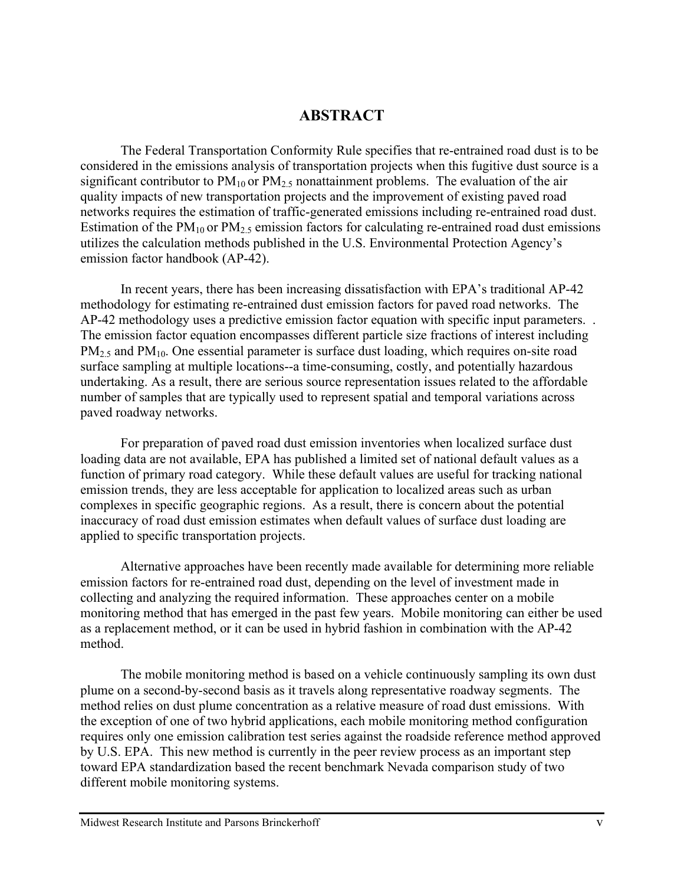# ABSTRACT

The Federal Transportation Conformity Rule specifies that re-entrained road dust is to be considered in the emissions analysis of transportation projects when this fugitive dust source is a significant contributor to $PM_{10}$ or $PM_{2.5}$ nonattainment problems. The evaluation of the air quality impacts of new transportation projects and the improvement of existing paved road networks requires the estimation of traffic-generated emissions including re-entrained road dust. Estimation of the $PM_{10}$ or $PM_{2.5}$ emission factors for calculating re-entrained road dust emissions utilizes the calculation methods published in the U.S. Environmental Protection Agency's emission factor handbook (AP-42).

In recent years, there has been increasing dissatisfaction with EPA's traditional AP-42 methodology for estimating re-entrained dust emission factors for paved road networks. The AP-42 methodology uses a predictive emission factor equation with specific input parameters. . The emission factor equation encompasses different particle size fractions of interest including $PM_{2.5}$ and $PM_{10}$. One essential parameter is surface dust loading, which requires on-site road surface sampling at multiple locations--a time-consuming, costly, and potentially hazardous undertaking. As a result, there are serious source representation issues related to the affordable number of samples that are typically used to represent spatial and temporal variations across paved roadway networks.

For preparation of paved road dust emission inventories when localized surface dust loading data are not available, EPA has published a limited set of national default values as a function of primary road category. While these default values are useful for tracking national emission trends, they are less acceptable for application to localized areas such as urban complexes in specific geographic regions. As a result, there is concern about the potential inaccuracy of road dust emission estimates when default values of surface dust loading are applied to specific transportation projects.

Alternative approaches have been recently made available for determining more reliable emission factors for re-entrained road dust, depending on the level of investment made in collecting and analyzing the required information. These approaches center on a mobile monitoring method that has emerged in the past few years. Mobile monitoring can either be used as a replacement method, or it can be used in hybrid fashion in combination with the AP-42 method.

The mobile monitoring method is based on a vehicle continuously sampling its own dust plume on a second-by-second basis as it travels along representative roadway segments. The method relies on dust plume concentration as a relative measure of road dust emissions. With the exception of one of two hybrid applications, each mobile monitoring method configuration requires only one emission calibration test series against the roadside reference method approved by U.S. EPA. This new method is currently in the peer review process as an important step toward EPA standardization based the recent benchmark Nevada comparison study of two different mobile monitoring systems.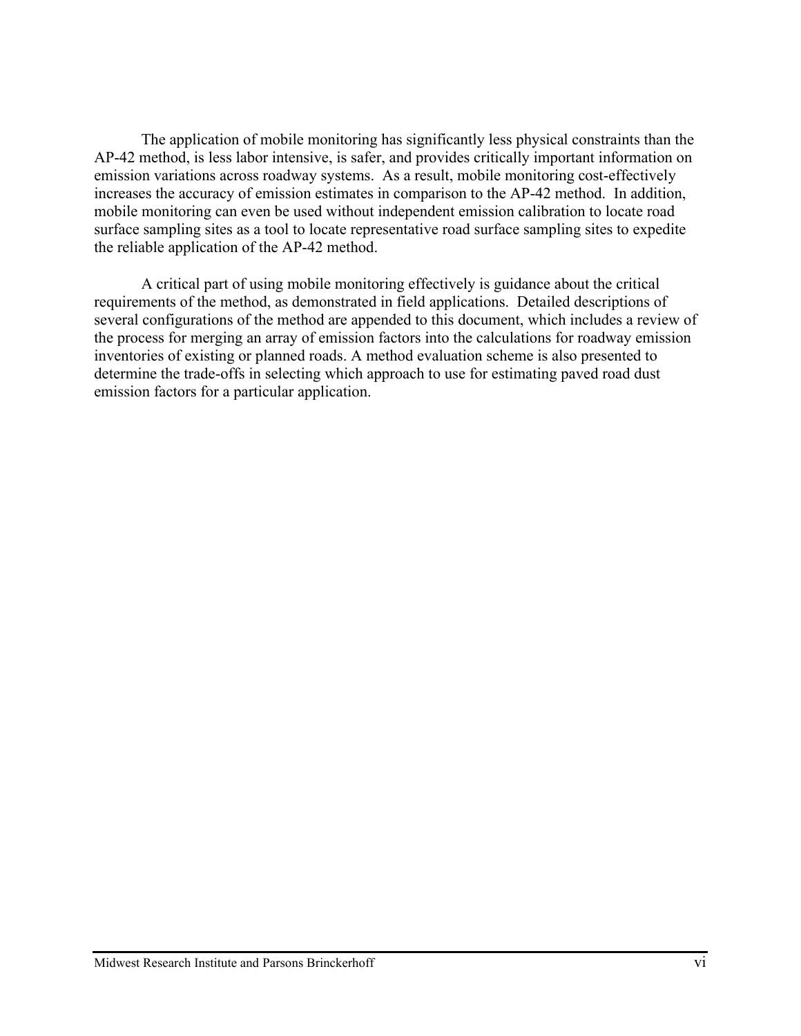The application of mobile monitoring has significantly less physical constraints than the AP-42 method, is less labor intensive, is safer, and provides critically important information on emission variations across roadway systems. As a result, mobile monitoring cost-effectively increases the accuracy of emission estimates in comparison to the AP-42 method. In addition, mobile monitoring can even be used without independent emission calibration to locate road surface sampling sites as a tool to locate representative road surface sampling sites to expedite the reliable application of the AP-42 method.

A critical part of using mobile monitoring effectively is guidance about the critical requirements of the method, as demonstrated in field applications. Detailed descriptions of several configurations of the method are appended to this document, which includes a review of the process for merging an array of emission factors into the calculations for roadway emission inventories of existing or planned roads. A method evaluation scheme is also presented to determine the trade-offs in selecting which approach to use for estimating paved road dust emission factors for a particular application.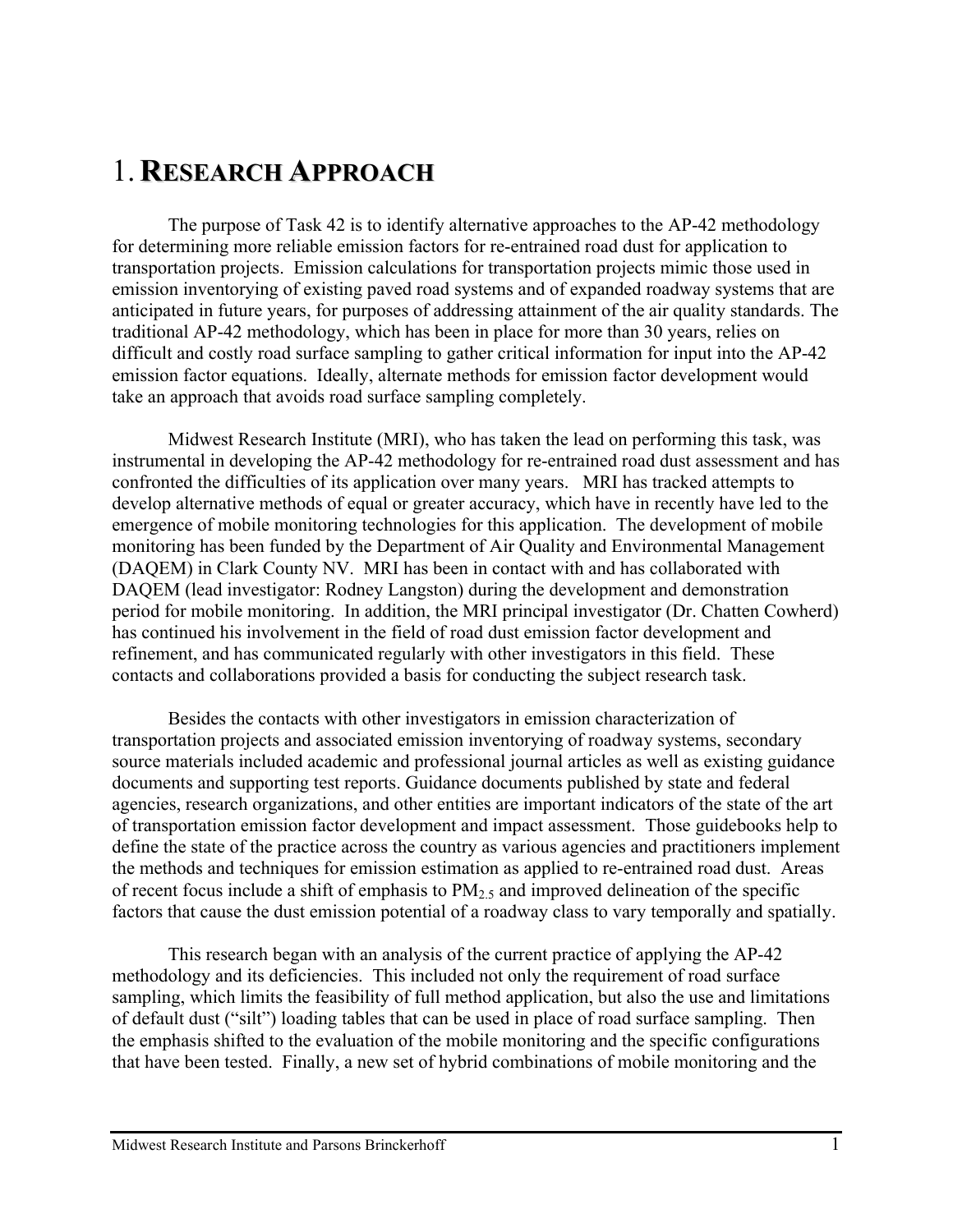# 1. RESEARCH APPROACH

The purpose of Task 42 is to identify alternative approaches to the AP-42 methodology for determining more reliable emission factors for re-entrained road dust for application to transportation projects. Emission calculations for transportation projects mimic those used in emission inventorying of existing paved road systems and of expanded roadway systems that are anticipated in future years, for purposes of addressing attainment of the air quality standards. The traditional AP-42 methodology, which has been in place for more than 30 years, relies on difficult and costly road surface sampling to gather critical information for input into the AP-42 emission factor equations. Ideally, alternate methods for emission factor development would take an approach that avoids road surface sampling completely.

Midwest Research Institute (MRI), who has taken the lead on performing this task, was instrumental in developing the AP-42 methodology for re-entrained road dust assessment and has confronted the difficulties of its application over many years. MRI has tracked attempts to develop alternative methods of equal or greater accuracy, which have in recently have led to the emergence of mobile monitoring technologies for this application. The development of mobile monitoring has been funded by the Department of Air Quality and Environmental Management (DAQEM) in Clark County NV. MRI has been in contact with and has collaborated with DAQEM (lead investigator: Rodney Langston) during the development and demonstration period for mobile monitoring. In addition, the MRI principal investigator (Dr. Chatten Cowherd) has continued his involvement in the field of road dust emission factor development and refinement, and has communicated regularly with other investigators in this field. These contacts and collaborations provided a basis for conducting the subject research task.

Besides the contacts with other investigators in emission characterization of transportation projects and associated emission inventorying of roadway systems, secondary source materials included academic and professional journal articles as well as existing guidance documents and supporting test reports. Guidance documents published by state and federal agencies, research organizations, and other entities are important indicators of the state of the art of transportation emission factor development and impact assessment. Those guidebooks help to define the state of the practice across the country as various agencies and practitioners implement the methods and techniques for emission estimation as applied to re-entrained road dust. Areas of recent focus include a shift of emphasis to $PM_{2.5}$ and improved delineation of the specific factors that cause the dust emission potential of a roadway class to vary temporally and spatially.

This research began with an analysis of the current practice of applying the AP-42 methodology and its deficiencies. This included not only the requirement of road surface sampling, which limits the feasibility of full method application, but also the use and limitations of default dust ("silt") loading tables that can be used in place of road surface sampling. Then the emphasis shifted to the evaluation of the mobile monitoring and the specific configurations that have been tested. Finally, a new set of hybrid combinations of mobile monitoring and the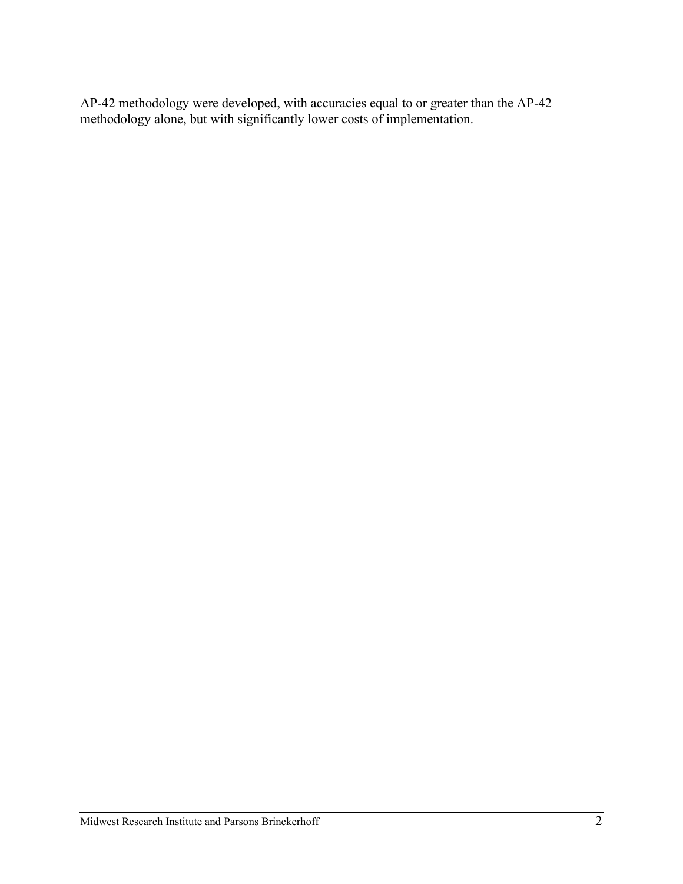AP-42 methodology were developed, with accuracies equal to or greater than the AP-42 methodology alone, but with significantly lower costs of implementation.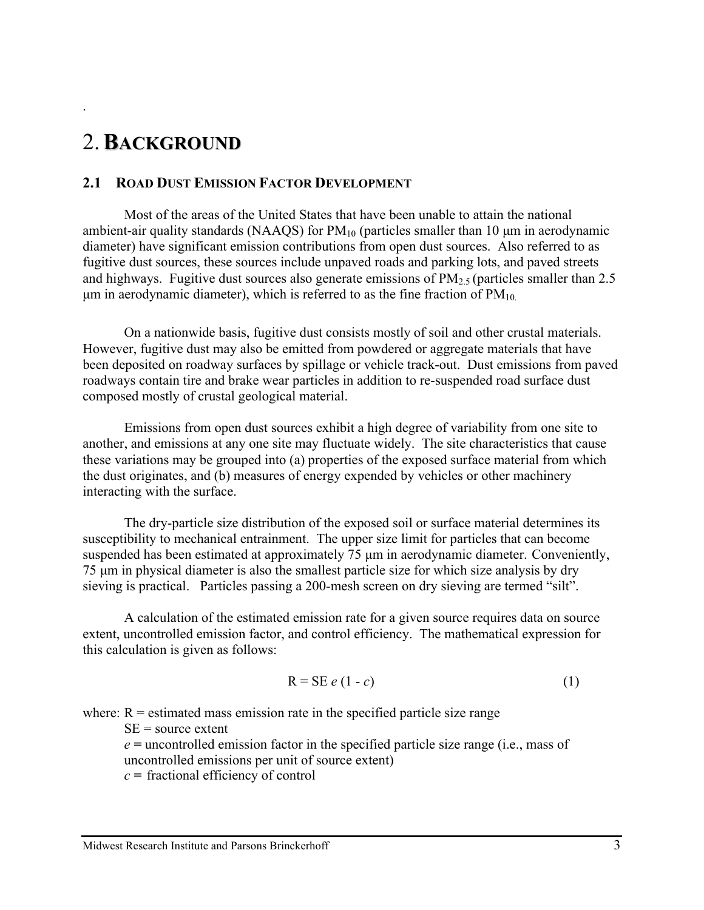# 2. BACKGROUND

## 2.1 ROAD DUST EMISSION FACTOR DEVELOPMENT

Most of the areas of the United States that have been unable to attain the national ambient-air quality standards (NAAQS) for $PM_{10}$ (particles smaller than 10 μm in aerodynamic diameter) have significant emission contributions from open dust sources. Also referred to as fugitive dust sources, these sources include unpaved roads and parking lots, and paved streets and highways. Fugitive dust sources also generate emissions of $PM_{2.5}$ (particles smaller than 2.5 μm in aerodynamic diameter), which is referred to as the fine fraction of $PM_{10}$.

On a nationwide basis, fugitive dust consists mostly of soil and other crustal materials. However, fugitive dust may also be emitted from powdered or aggregate materials that have been deposited on roadway surfaces by spillage or vehicle track-out. Dust emissions from paved roadways contain tire and brake wear particles in addition to re-suspended road surface dust composed mostly of crustal geological material.

Emissions from open dust sources exhibit a high degree of variability from one site to another, and emissions at any one site may fluctuate widely. The site characteristics that cause these variations may be grouped into (a) properties of the exposed surface material from which the dust originates, and (b) measures of energy expended by vehicles or other machinery interacting with the surface.

The dry-particle size distribution of the exposed soil or surface material determines its susceptibility to mechanical entrainment. The upper size limit for particles that can become suspended has been estimated at approximately 75 μm in aerodynamic diameter. Conveniently, 75 μm in physical diameter is also the smallest particle size for which size analysis by dry sieving is practical. Particles passing a 200-mesh screen on dry sieving are termed "silt".

A calculation of the estimated emission rate for a given source requires data on source extent, uncontrolled emission factor, and control efficiency. The mathematical expression for this calculation is given as follows:

$$R = SE\ e\ (1 - c) \quad (1)$$

where: R = estimated mass emission rate in the specified particle size range
SE = source extent
$e$ = uncontrolled emission factor in the specified particle size range (i.e., mass of uncontrolled emissions per unit of source extent)
$c$ = fractional efficiency of control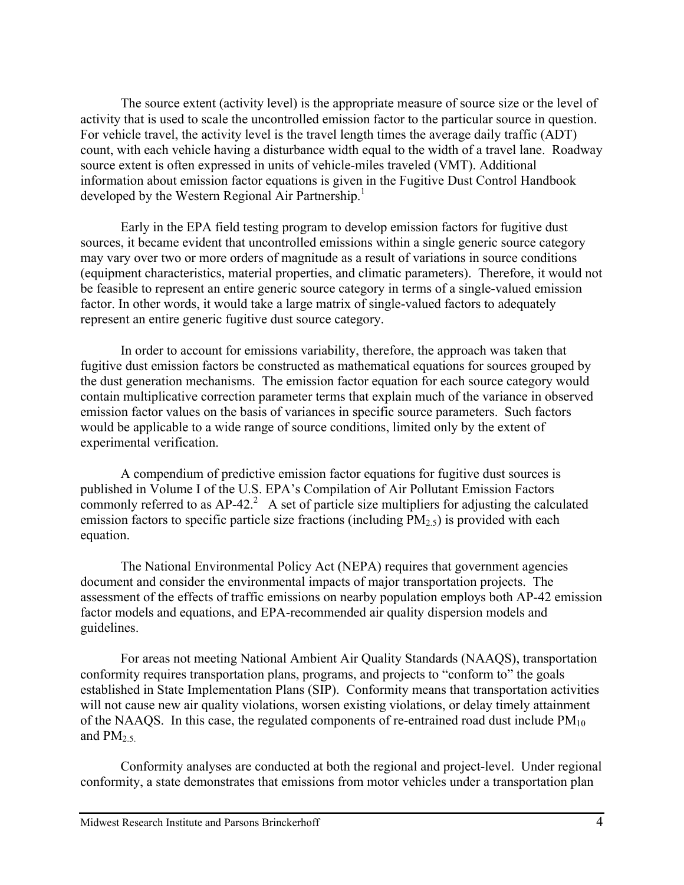The source extent (activity level) is the appropriate measure of source size or the level of activity that is used to scale the uncontrolled emission factor to the particular source in question. For vehicle travel, the activity level is the travel length times the average daily traffic (ADT) count, with each vehicle having a disturbance width equal to the width of a travel lane. Roadway source extent is often expressed in units of vehicle-miles traveled (VMT). Additional information about emission factor equations is given in the Fugitive Dust Control Handbook developed by the Western Regional Air Partnership.[1]

Early in the EPA field testing program to develop emission factors for fugitive dust sources, it became evident that uncontrolled emissions within a single generic source category may vary over two or more orders of magnitude as a result of variations in source conditions (equipment characteristics, material properties, and climatic parameters). Therefore, it would not be feasible to represent an entire generic source category in terms of a single-valued emission factor. In other words, it would take a large matrix of single-valued factors to adequately represent an entire generic fugitive dust source category.

In order to account for emissions variability, therefore, the approach was taken that fugitive dust emission factors be constructed as mathematical equations for sources grouped by the dust generation mechanisms. The emission factor equation for each source category would contain multiplicative correction parameter terms that explain much of the variance in observed emission factor values on the basis of variances in specific source parameters. Such factors would be applicable to a wide range of source conditions, limited only by the extent of experimental verification.

A compendium of predictive emission factor equations for fugitive dust sources is published in Volume I of the U.S. EPA's Compilation of Air Pollutant Emission Factors commonly referred to as AP-42.[2] A set of particle size multipliers for adjusting the calculated emission factors to specific particle size fractions (including $PM_{2.5}$) is provided with each equation.

The National Environmental Policy Act (NEPA) requires that government agencies document and consider the environmental impacts of major transportation projects. The assessment of the effects of traffic emissions on nearby population employs both AP-42 emission factor models and equations, and EPA-recommended air quality dispersion models and guidelines.

For areas not meeting National Ambient Air Quality Standards (NAAQS), transportation conformity requires transportation plans, programs, and projects to "conform to" the goals established in State Implementation Plans (SIP). Conformity means that transportation activities will not cause new air quality violations, worsen existing violations, or delay timely attainment of the NAAQS. In this case, the regulated components of re-entrained road dust include $PM_{10}$ and $PM_{2.5.}$

Conformity analyses are conducted at both the regional and project-level. Under regional conformity, a state demonstrates that emissions from motor vehicles under a transportation plan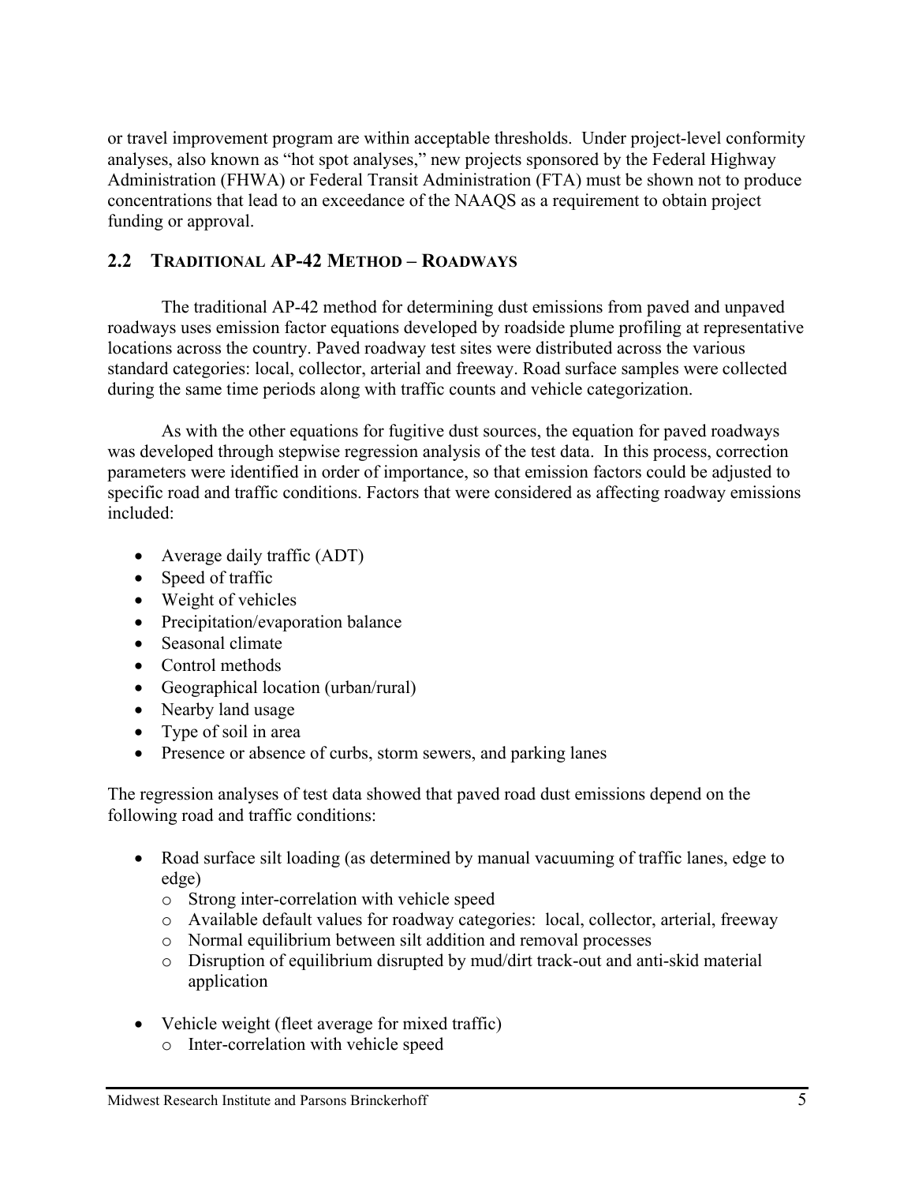or travel improvement program are within acceptable thresholds. Under project-level conformity analyses, also known as "hot spot analyses," new projects sponsored by the Federal Highway Administration (FHWA) or Federal Transit Administration (FTA) must be shown not to produce concentrations that lead to an exceedance of the NAAQS as a requirement to obtain project funding or approval.

## 2.2 TRADITIONAL AP-42 METHOD – ROADWAYS

The traditional AP-42 method for determining dust emissions from paved and unpaved roadways uses emission factor equations developed by roadside plume profiling at representative locations across the country. Paved roadway test sites were distributed across the various standard categories: local, collector, arterial and freeway. Road surface samples were collected during the same time periods along with traffic counts and vehicle categorization.

As with the other equations for fugitive dust sources, the equation for paved roadways was developed through stepwise regression analysis of the test data. In this process, correction parameters were identified in order of importance, so that emission factors could be adjusted to specific road and traffic conditions. Factors that were considered as affecting roadway emissions included:

- Average daily traffic (ADT)
- Speed of traffic
- Weight of vehicles
- Precipitation/evaporation balance
- Seasonal climate
- Control methods
- Geographical location (urban/rural)
- Nearby land usage
- Type of soil in area
- Presence or absence of curbs, storm sewers, and parking lanes

The regression analyses of test data showed that paved road dust emissions depend on the following road and traffic conditions:

- Road surface silt loading (as determined by manual vacuuming of traffic lanes, edge to edge)
  - Strong inter-correlation with vehicle speed
  - Available default values for roadway categories: local, collector, arterial, freeway
  - Normal equilibrium between silt addition and removal processes
  - Disruption of equilibrium disrupted by mud/dirt track-out and anti-skid material application

- Vehicle weight (fleet average for mixed traffic)
  - Inter-correlation with vehicle speed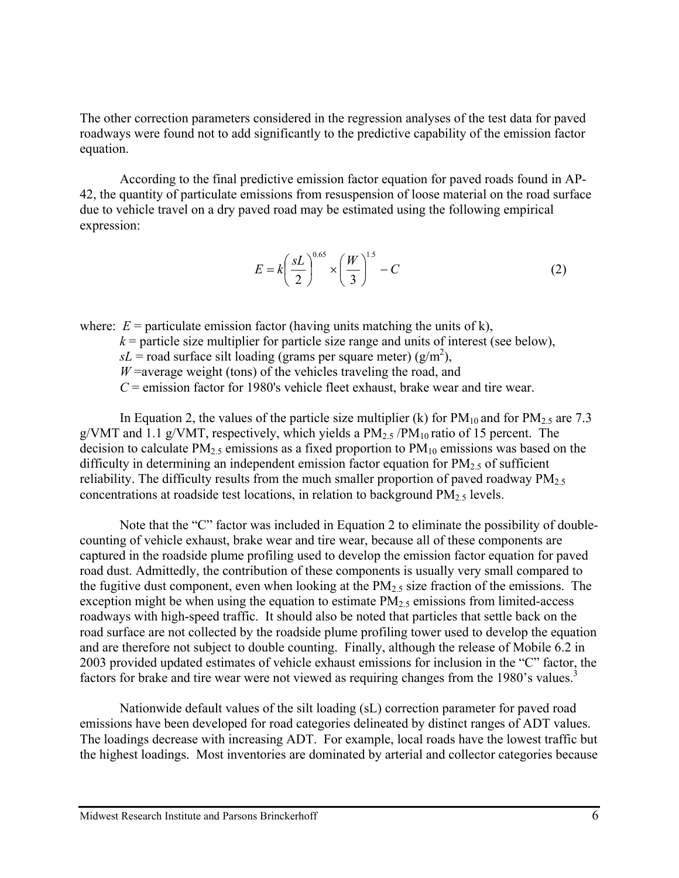The other correction parameters considered in the regression analyses of the test data for paved roadways were found not to add significantly to the predictive capability of the emission factor equation.

According to the final predictive emission factor equation for paved roads found in AP-42, the quantity of particulate emissions from resuspension of loose material on the road surface due to vehicle travel on a dry paved road may be estimated using the following empirical expression:

$$E = k\left(\frac{sL}{2}\right)^{0.65} \times \left(\frac{W}{3}\right)^{1.5} - C \qquad (2)$$

where: $E$ = particulate emission factor (having units matching the units of k),
$k$ = particle size multiplier for particle size range and units of interest (see below),
$sL$ = road surface silt loading (grams per square meter) ($g/m^2$),
$W$ =average weight (tons) of the vehicles traveling the road, and
$C$ = emission factor for 1980's vehicle fleet exhaust, brake wear and tire wear.

In Equation 2, the values of the particle size multiplier (k) for $PM_{10}$ and for $PM_{2.5}$ are 7.3 g/VMT and 1.1 g/VMT, respectively, which yields a $PM_{2.5}$ /$PM_{10}$ ratio of 15 percent. The decision to calculate $PM_{2.5}$ emissions as a fixed proportion to $PM_{10}$ emissions was based on the difficulty in determining an independent emission factor equation for $PM_{2.5}$ of sufficient reliability. The difficulty results from the much smaller proportion of paved roadway $PM_{2.5}$ concentrations at roadside test locations, in relation to background $PM_{2.5}$ levels.

Note that the "C" factor was included in Equation 2 to eliminate the possibility of double-counting of vehicle exhaust, brake wear and tire wear, because all of these components are captured in the roadside plume profiling used to develop the emission factor equation for paved road dust. Admittedly, the contribution of these components is usually very small compared to the fugitive dust component, even when looking at the $PM_{2.5}$ size fraction of the emissions. The exception might be when using the equation to estimate $PM_{2.5}$ emissions from limited-access roadways with high-speed traffic. It should also be noted that particles that settle back on the road surface are not collected by the roadside plume profiling tower used to develop the equation and are therefore not subject to double counting. Finally, although the release of Mobile 6.2 in 2003 provided updated estimates of vehicle exhaust emissions for inclusion in the "C" factor, the factors for brake and tire wear were not viewed as requiring changes from the 1980's values.[3]

Nationwide default values of the silt loading (sL) correction parameter for paved road emissions have been developed for road categories delineated by distinct ranges of ADT values. The loadings decrease with increasing ADT. For example, local roads have the lowest traffic but the highest loadings. Most inventories are dominated by arterial and collector categories because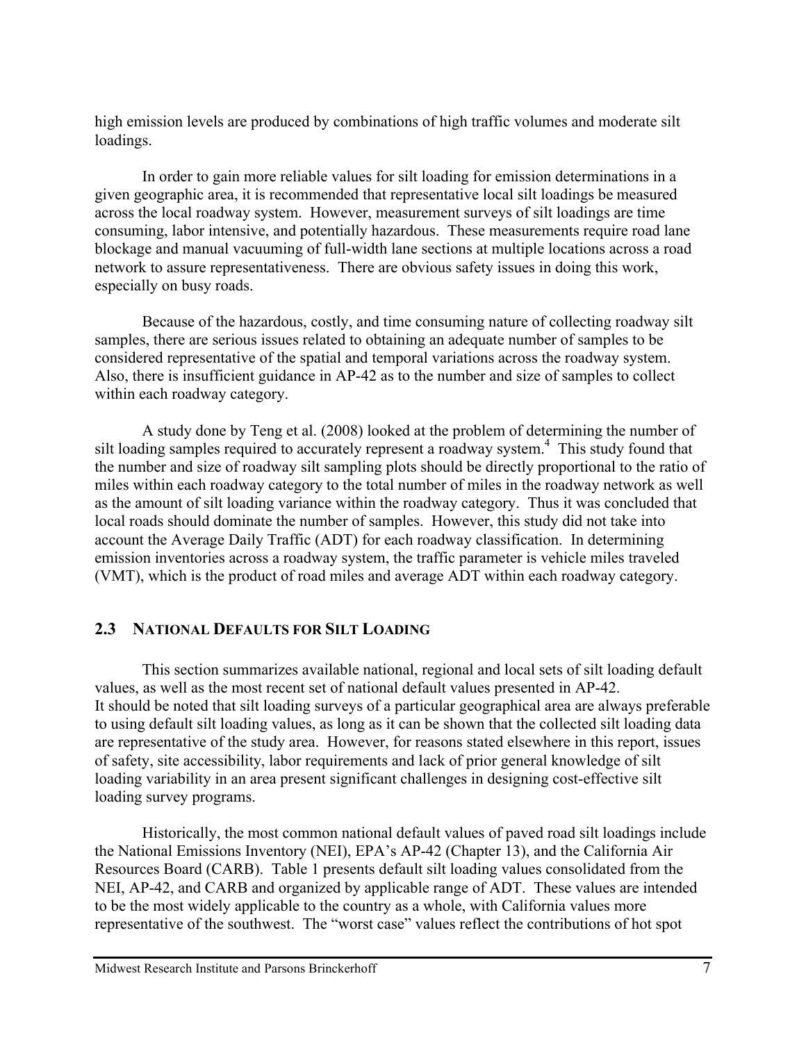high emission levels are produced by combinations of high traffic volumes and moderate silt loadings.

In order to gain more reliable values for silt loading for emission determinations in a given geographic area, it is recommended that representative local silt loadings be measured across the local roadway system. However, measurement surveys of silt loadings are time consuming, labor intensive, and potentially hazardous. These measurements require road lane blockage and manual vacuuming of full-width lane sections at multiple locations across a road network to assure representativeness. There are obvious safety issues in doing this work, especially on busy roads.

Because of the hazardous, costly, and time consuming nature of collecting roadway silt samples, there are serious issues related to obtaining an adequate number of samples to be considered representative of the spatial and temporal variations across the roadway system. Also, there is insufficient guidance in AP-42 as to the number and size of samples to collect within each roadway category.

A study done by Teng et al. (2008) looked at the problem of determining the number of silt loading samples required to accurately represent a roadway system.[4] This study found that the number and size of roadway silt sampling plots should be directly proportional to the ratio of miles within each roadway category to the total number of miles in the roadway network as well as the amount of silt loading variance within the roadway category. Thus it was concluded that local roads should dominate the number of samples. However, this study did not take into account the Average Daily Traffic (ADT) for each roadway classification. In determining emission inventories across a roadway system, the traffic parameter is vehicle miles traveled (VMT), which is the product of road miles and average ADT within each roadway category.

## 2.3 National Defaults for Silt Loading

This section summarizes available national, regional and local sets of silt loading default values, as well as the most recent set of national default values presented in AP-42. It should be noted that silt loading surveys of a particular geographical area are always preferable to using default silt loading values, as long as it can be shown that the collected silt loading data are representative of the study area. However, for reasons stated elsewhere in this report, issues of safety, site accessibility, labor requirements and lack of prior general knowledge of silt loading variability in an area present significant challenges in designing cost-effective silt loading survey programs.

Historically, the most common national default values of paved road silt loadings include the National Emissions Inventory (NEI), EPA's AP-42 (Chapter 13), and the California Air Resources Board (CARB). Table 1 presents default silt loading values consolidated from the NEI, AP-42, and CARB and organized by applicable range of ADT. These values are intended to be the most widely applicable to the country as a whole, with California values more representative of the southwest. The "worst case" values reflect the contributions of hot spot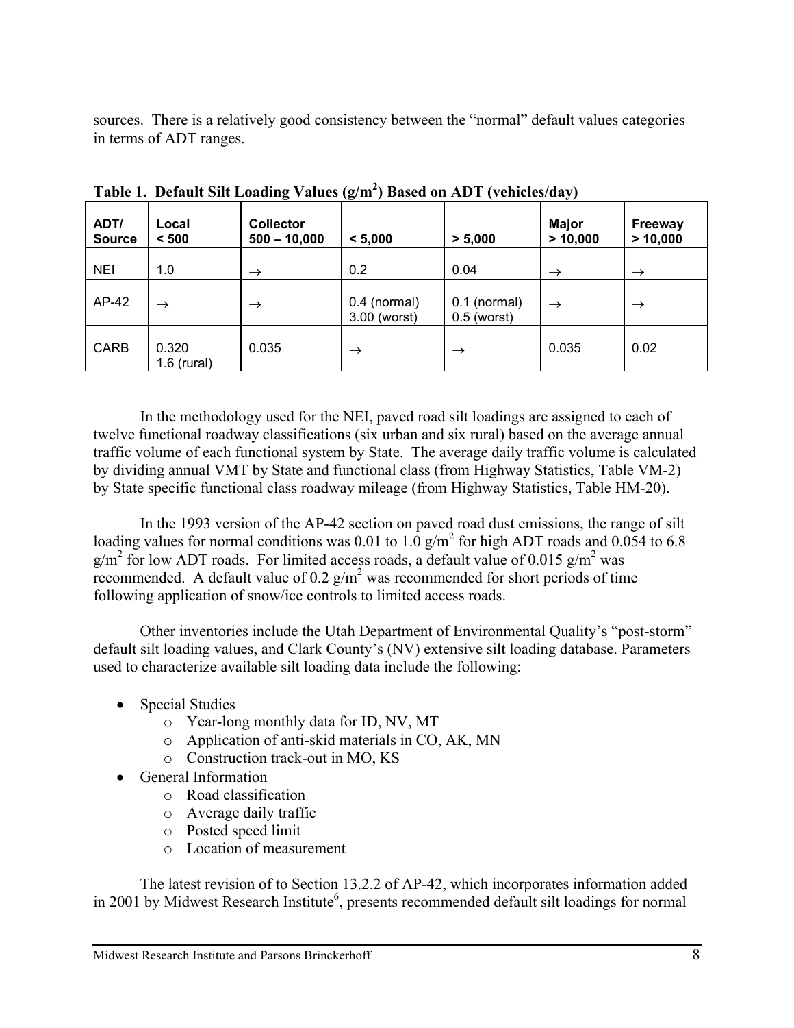sources. There is a relatively good consistency between the "normal" default values categories in terms of ADT ranges.

**Table 1. Default Silt Loading Values ($g/m^2$) Based on ADT (vehicles/day)**

| ADT/ Source | Local < 500 | Collector 500 – 10,000 | < 5,000 | > 5,000 | Major > 10,000 | Freeway > 10,000 |
|---|---|---|---|---|---|---|
| NEI | 1.0 | → | 0.2 | 0.04 | → | → |
| AP-42 | → | → | 0.4 (normal) 3.00 (worst) | 0.1 (normal) 0.5 (worst) | → | → |
| CARB | 0.320 1.6 (rural) | 0.035 | → | → | 0.035 | 0.02 |

In the methodology used for the NEI, paved road silt loadings are assigned to each of twelve functional roadway classifications (six urban and six rural) based on the average annual traffic volume of each functional system by State. The average daily traffic volume is calculated by dividing annual VMT by State and functional class (from Highway Statistics, Table VM-2) by State specific functional class roadway mileage (from Highway Statistics, Table HM-20).

In the 1993 version of the AP-42 section on paved road dust emissions, the range of silt loading values for normal conditions was 0.01 to 1.0 $g/m^2$ for high ADT roads and 0.054 to 6.8 $g/m^2$ for low ADT roads. For limited access roads, a default value of 0.015 $g/m^2$ was recommended. A default value of 0.2 $g/m^2$ was recommended for short periods of time following application of snow/ice controls to limited access roads.

Other inventories include the Utah Department of Environmental Quality's "post-storm" default silt loading values, and Clark County's (NV) extensive silt loading database. Parameters used to characterize available silt loading data include the following:

- Special Studies
    - Year-long monthly data for ID, NV, MT
    - Application of anti-skid materials in CO, AK, MN
    - Construction track-out in MO, KS
- General Information
    - Road classification
    - Average daily traffic
    - Posted speed limit
    - Location of measurement

The latest revision of to Section 13.2.2 of AP-42, which incorporates information added in 2001 by Midwest Research Institute[6], presents recommended default silt loadings for normal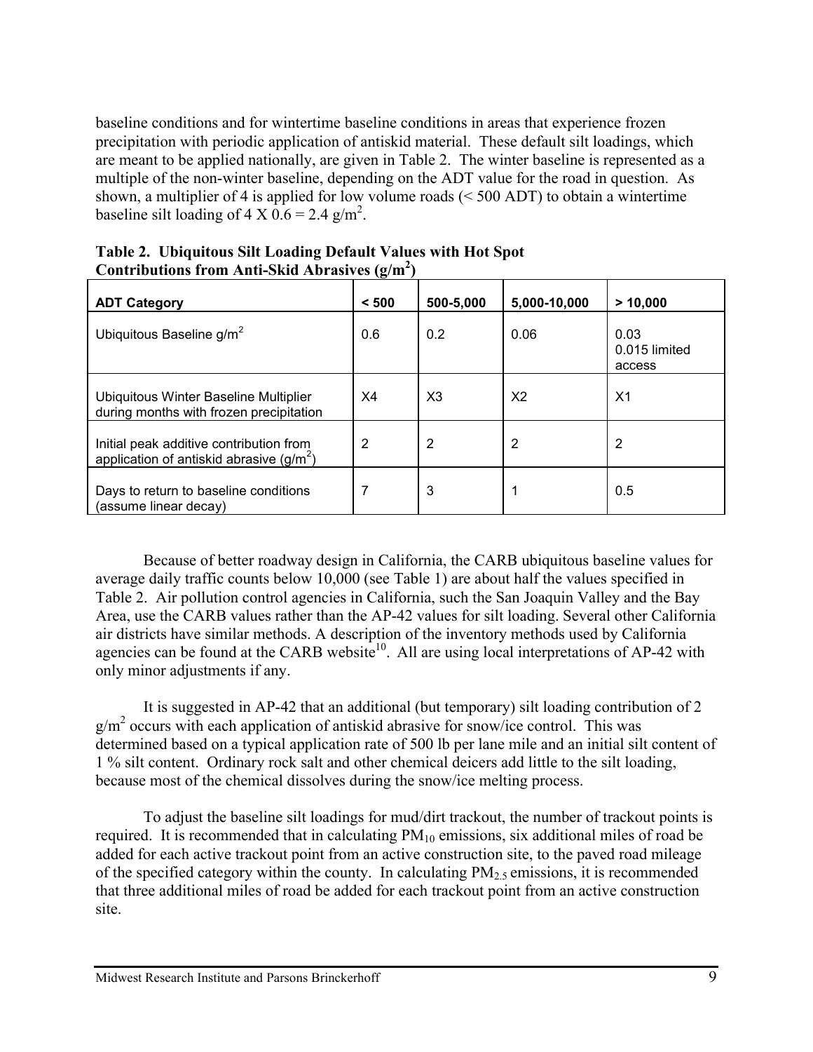baseline conditions and for wintertime baseline conditions in areas that experience frozen precipitation with periodic application of antiskid material. These default silt loadings, which are meant to be applied nationally, are given in Table 2. The winter baseline is represented as a multiple of the non-winter baseline, depending on the ADT value for the road in question. As shown, a multiplier of 4 is applied for low volume roads (< 500 ADT) to obtain a wintertime baseline silt loading of 4 X 0.6 = 2.4 g/m$^2$.

**Table 2. Ubiquitous Silt Loading Default Values with Hot Spot Contributions from Anti-Skid Abrasives (g/m$^2$)**

| ADT Category | < 500 | 500-5,000 | 5,000-10,000 | > 10,000 |
|---|---|---|---|---|
| Ubiquitous Baseline g/m$^2$ | 0.6 | 0.2 | 0.06 | 0.03<br>0.015 limited access |
| Ubiquitous Winter Baseline Multiplier during months with frozen precipitation | X4 | X3 | X2 | X1 |
| Initial peak additive contribution from application of antiskid abrasive (g/m$^2$) | 2 | 2 | 2 | 2 |
| Days to return to baseline conditions (assume linear decay) | 7 | 3 | 1 | 0.5 |

Because of better roadway design in California, the CARB ubiquitous baseline values for average daily traffic counts below 10,000 (see Table 1) are about half the values specified in Table 2. Air pollution control agencies in California, such the San Joaquin Valley and the Bay Area, use the CARB values rather than the AP-42 values for silt loading. Several other California air districts have similar methods. A description of the inventory methods used by California agencies can be found at the CARB website[10]. All are using local interpretations of AP-42 with only minor adjustments if any.

It is suggested in AP-42 that an additional (but temporary) silt loading contribution of 2 g/m$^2$ occurs with each application of antiskid abrasive for snow/ice control. This was determined based on a typical application rate of 500 lb per lane mile and an initial silt content of 1 % silt content. Ordinary rock salt and other chemical deicers add little to the silt loading, because most of the chemical dissolves during the snow/ice melting process.

To adjust the baseline silt loadings for mud/dirt trackout, the number of trackout points is required. It is recommended that in calculating $PM_{10}$ emissions, six additional miles of road be added for each active trackout point from an active construction site, to the paved road mileage of the specified category within the county. In calculating $PM_{2.5}$ emissions, it is recommended that three additional miles of road be added for each trackout point from an active construction site.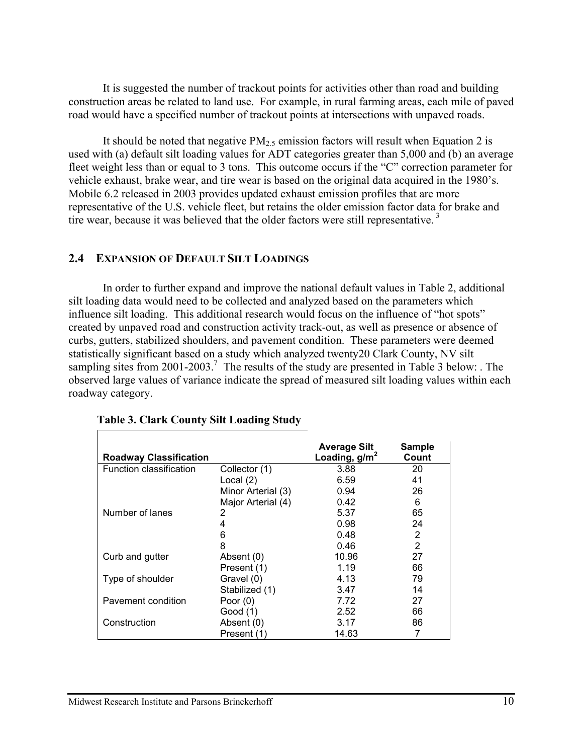It is suggested the number of trackout points for activities other than road and building construction areas be related to land use. For example, in rural farming areas, each mile of paved road would have a specified number of trackout points at intersections with unpaved roads.

It should be noted that negative $PM_{2.5}$ emission factors will result when Equation 2 is used with (a) default silt loading values for ADT categories greater than 5,000 and (b) an average fleet weight less than or equal to 3 tons. This outcome occurs if the "C" correction parameter for vehicle exhaust, brake wear, and tire wear is based on the original data acquired in the 1980's. Mobile 6.2 released in 2003 provides updated exhaust emission profiles that are more representative of the U.S. vehicle fleet, but retains the older emission factor data for brake and tire wear, because it was believed that the older factors were still representative. [3]

## 2.4 EXPANSION OF DEFAULT SILT LOADINGS

In order to further expand and improve the national default values in Table 2, additional silt loading data would need to be collected and analyzed based on the parameters which influence silt loading. This additional research would focus on the influence of "hot spots" created by unpaved road and construction activity track-out, as well as presence or absence of curbs, gutters, stabilized shoulders, and pavement condition. These parameters were deemed statistically significant based on a study which analyzed twenty20 Clark County, NV silt sampling sites from 2001-2003.[7] The results of the study are presented in Table 3 below: . The observed large values of variance indicate the spread of measured silt loading values within each roadway category.

**Table 3. Clark County Silt Loading Study**

| Roadway Classification | | Average Silt Loading, $g/m^2$ | Sample Count |
|---|---|---|---|
| Function classification | Collector (1) | 3.88 | 20 |
| | Local (2) | 6.59 | 41 |
| | Minor Arterial (3) | 0.94 | 26 |
| | Major Arterial (4) | 0.42 | 6 |
| Number of lanes | 2 | 5.37 | 65 |
| | 4 | 0.98 | 24 |
| | 6 | 0.48 | 2 |
| | 8 | 0.46 | 2 |
| Curb and gutter | Absent (0) | 10.96 | 27 |
| | Present (1) | 1.19 | 66 |
| Type of shoulder | Gravel (0) | 4.13 | 79 |
| | Stabilized (1) | 3.47 | 14 |
| Pavement condition | Poor (0) | 7.72 | 27 |
| | Good (1) | 2.52 | 66 |
| Construction | Absent (0) | 3.17 | 86 |
| | Present (1) | 14.63 | 7 |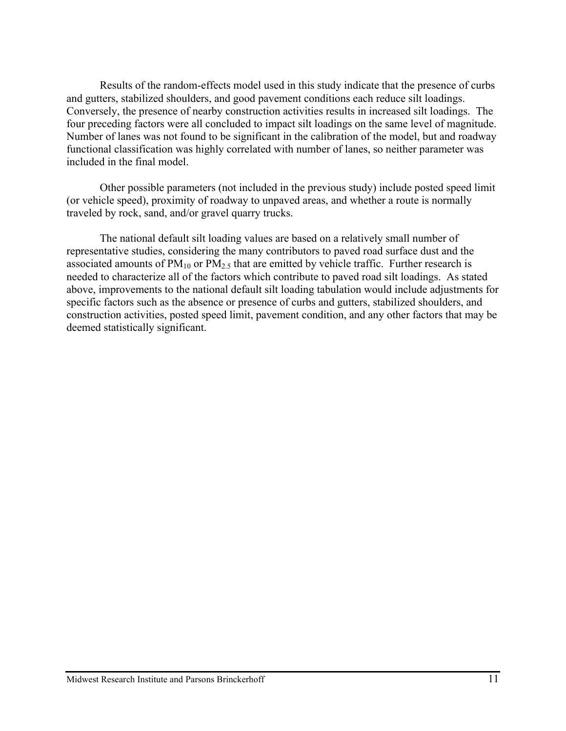Results of the random-effects model used in this study indicate that the presence of curbs and gutters, stabilized shoulders, and good pavement conditions each reduce silt loadings. Conversely, the presence of nearby construction activities results in increased silt loadings. The four preceding factors were all concluded to impact silt loadings on the same level of magnitude. Number of lanes was not found to be significant in the calibration of the model, but and roadway functional classification was highly correlated with number of lanes, so neither parameter was included in the final model.

Other possible parameters (not included in the previous study) include posted speed limit (or vehicle speed), proximity of roadway to unpaved areas, and whether a route is normally traveled by rock, sand, and/or gravel quarry trucks.

The national default silt loading values are based on a relatively small number of representative studies, considering the many contributors to paved road surface dust and the associated amounts of $PM_{10}$ or $PM_{2.5}$ that are emitted by vehicle traffic. Further research is needed to characterize all of the factors which contribute to paved road silt loadings. As stated above, improvements to the national default silt loading tabulation would include adjustments for specific factors such as the absence or presence of curbs and gutters, stabilized shoulders, and construction activities, posted speed limit, pavement condition, and any other factors that may be deemed statistically significant.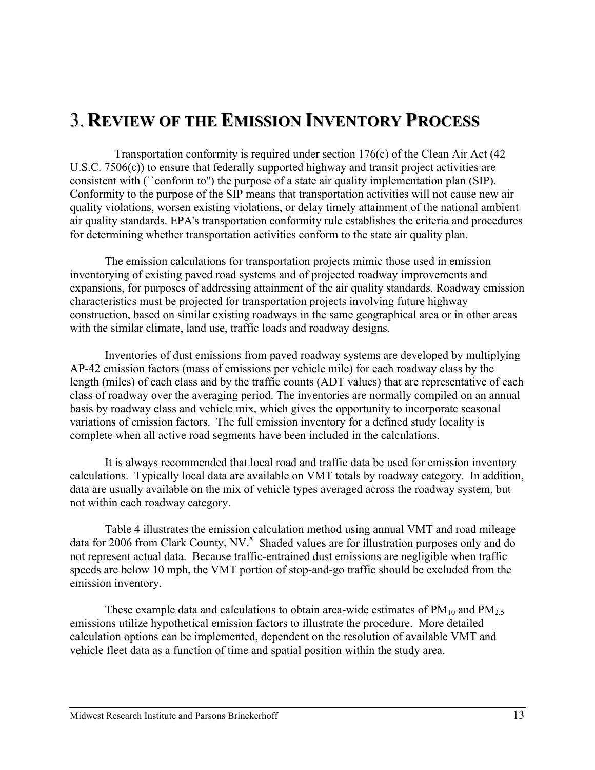# 3. Review of the Emission Inventory Process

Transportation conformity is required under section 176(c) of the Clean Air Act (42 U.S.C. 7506(c)) to ensure that federally supported highway and transit project activities are consistent with (``conform to'') the purpose of a state air quality implementation plan (SIP). Conformity to the purpose of the SIP means that transportation activities will not cause new air quality violations, worsen existing violations, or delay timely attainment of the national ambient air quality standards. EPA's transportation conformity rule establishes the criteria and procedures for determining whether transportation activities conform to the state air quality plan.

The emission calculations for transportation projects mimic those used in emission inventorying of existing paved road systems and of projected roadway improvements and expansions, for purposes of addressing attainment of the air quality standards. Roadway emission characteristics must be projected for transportation projects involving future highway construction, based on similar existing roadways in the same geographical area or in other areas with the similar climate, land use, traffic loads and roadway designs.

Inventories of dust emissions from paved roadway systems are developed by multiplying AP-42 emission factors (mass of emissions per vehicle mile) for each roadway class by the length (miles) of each class and by the traffic counts (ADT values) that are representative of each class of roadway over the averaging period. The inventories are normally compiled on an annual basis by roadway class and vehicle mix, which gives the opportunity to incorporate seasonal variations of emission factors. The full emission inventory for a defined study locality is complete when all active road segments have been included in the calculations.

It is always recommended that local road and traffic data be used for emission inventory calculations. Typically local data are available on VMT totals by roadway category. In addition, data are usually available on the mix of vehicle types averaged across the roadway system, but not within each roadway category.

Table 4 illustrates the emission calculation method using annual VMT and road mileage data for 2006 from Clark County, NV.[8] Shaded values are for illustration purposes only and do not represent actual data. Because traffic-entrained dust emissions are negligible when traffic speeds are below 10 mph, the VMT portion of stop-and-go traffic should be excluded from the emission inventory.

These example data and calculations to obtain area-wide estimates of $PM_{10}$ and $PM_{2.5}$ emissions utilize hypothetical emission factors to illustrate the procedure. More detailed calculation options can be implemented, dependent on the resolution of available VMT and vehicle fleet data as a function of time and spatial position within the study area.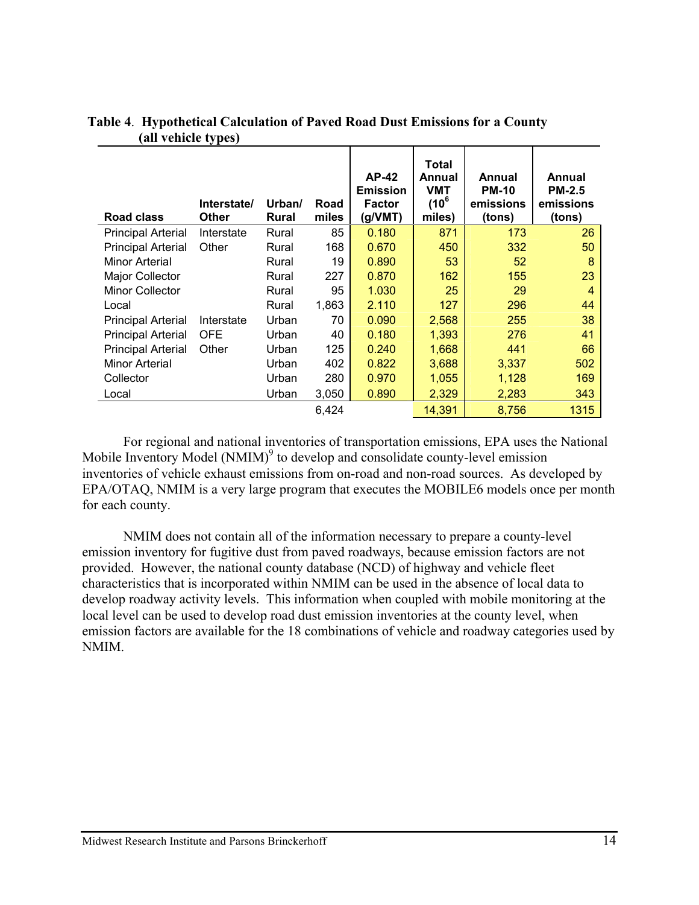**Table 4. Hypothetical Calculation of Paved Road Dust Emissions for a County (all vehicle types)**

| Road class | Interstate/ Other | Urban/ Rural | Road miles | AP-42 Emission Factor (g/VMT) | Total Annual VMT ($10^6$ miles) | Annual PM-10 emissions (tons) | Annual PM-2.5 emissions (tons) |
|---|---|---|---|---|---|---|---|
| Principal Arterial | Interstate | Rural | 85 | 0.180 | 871 | 173 | 26 |
| Principal Arterial | Other | Rural | 168 | 0.670 | 450 | 332 | 50 |
| Minor Arterial | | Rural | 19 | 0.890 | 53 | 52 | 8 |
| Major Collector | | Rural | 227 | 0.870 | 162 | 155 | 23 |
| Minor Collector | | Rural | 95 | 1.030 | 25 | 29 | 4 |
| Local | | Rural | 1,863 | 2.110 | 127 | 296 | 44 |
| Principal Arterial | Interstate | Urban | 70 | 0.090 | 2,568 | 255 | 38 |
| Principal Arterial | OFE | Urban | 40 | 0.180 | 1,393 | 276 | 41 |
| Principal Arterial | Other | Urban | 125 | 0.240 | 1,668 | 441 | 66 |
| Minor Arterial | | Urban | 402 | 0.822 | 3,688 | 3,337 | 502 |
| Collector | | Urban | 280 | 0.970 | 1,055 | 1,128 | 169 |
| Local | | Urban | 3,050 | 0.890 | 2,329 | 2,283 | 343 |
| | | | 6,424 | | 14,391 | 8,756 | 1315 |

For regional and national inventories of transportation emissions, EPA uses the National Mobile Inventory Model (NMIM)[9] to develop and consolidate county-level emission inventories of vehicle exhaust emissions from on-road and non-road sources. As developed by EPA/OTAQ, NMIM is a very large program that executes the MOBILE6 models once per month for each county.

NMIM does not contain all of the information necessary to prepare a county-level emission inventory for fugitive dust from paved roadways, because emission factors are not provided. However, the national county database (NCD) of highway and vehicle fleet characteristics that is incorporated within NMIM can be used in the absence of local data to develop roadway activity levels. This information when coupled with mobile monitoring at the local level can be used to develop road dust emission inventories at the county level, when emission factors are available for the 18 combinations of vehicle and roadway categories used by NMIM.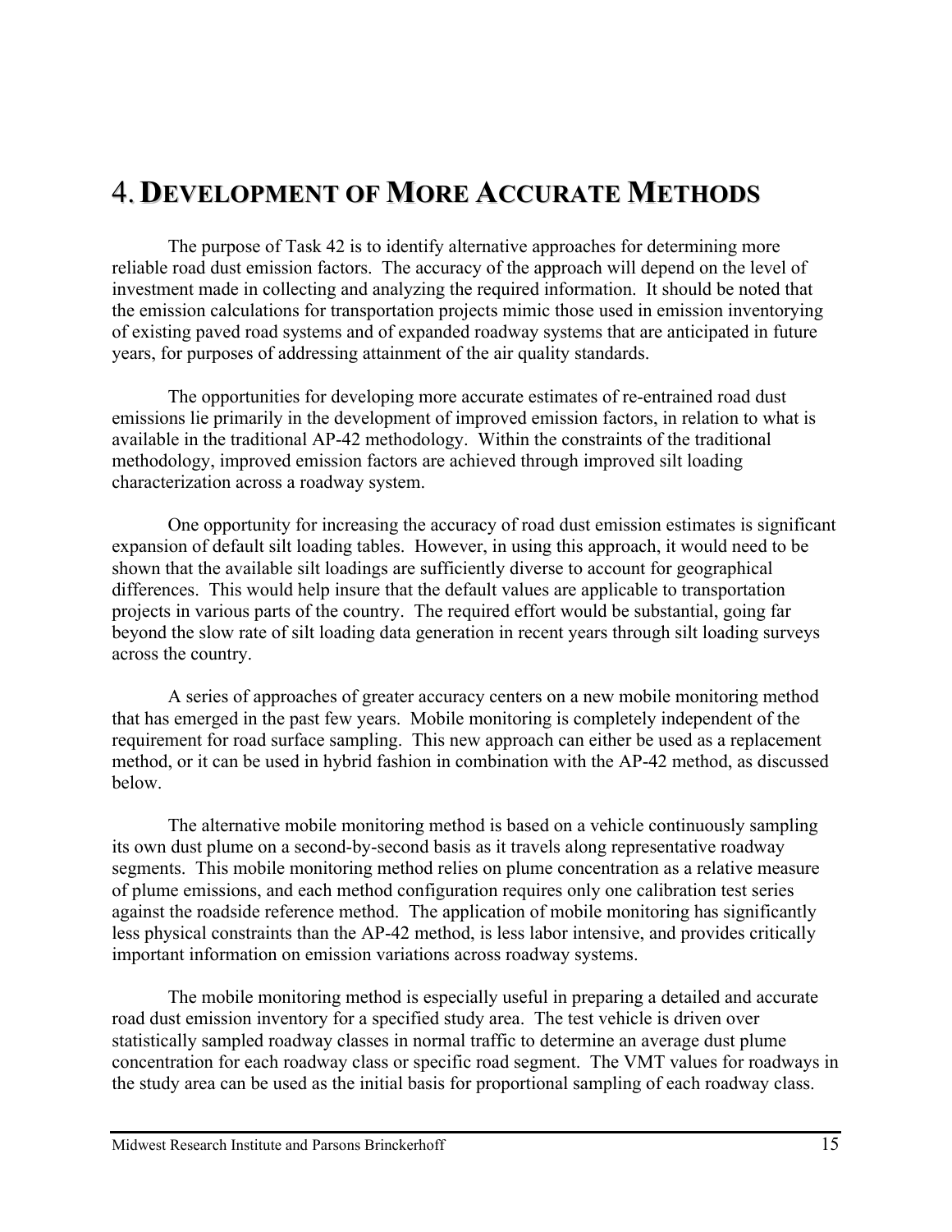# 4. DEVELOPMENT OF MORE ACCURATE METHODS

The purpose of Task 42 is to identify alternative approaches for determining more reliable road dust emission factors. The accuracy of the approach will depend on the level of investment made in collecting and analyzing the required information. It should be noted that the emission calculations for transportation projects mimic those used in emission inventorying of existing paved road systems and of expanded roadway systems that are anticipated in future years, for purposes of addressing attainment of the air quality standards.

The opportunities for developing more accurate estimates of re-entrained road dust emissions lie primarily in the development of improved emission factors, in relation to what is available in the traditional AP-42 methodology. Within the constraints of the traditional methodology, improved emission factors are achieved through improved silt loading characterization across a roadway system.

One opportunity for increasing the accuracy of road dust emission estimates is significant expansion of default silt loading tables. However, in using this approach, it would need to be shown that the available silt loadings are sufficiently diverse to account for geographical differences. This would help insure that the default values are applicable to transportation projects in various parts of the country. The required effort would be substantial, going far beyond the slow rate of silt loading data generation in recent years through silt loading surveys across the country.

A series of approaches of greater accuracy centers on a new mobile monitoring method that has emerged in the past few years. Mobile monitoring is completely independent of the requirement for road surface sampling. This new approach can either be used as a replacement method, or it can be used in hybrid fashion in combination with the AP-42 method, as discussed below.

The alternative mobile monitoring method is based on a vehicle continuously sampling its own dust plume on a second-by-second basis as it travels along representative roadway segments. This mobile monitoring method relies on plume concentration as a relative measure of plume emissions, and each method configuration requires only one calibration test series against the roadside reference method. The application of mobile monitoring has significantly less physical constraints than the AP-42 method, is less labor intensive, and provides critically important information on emission variations across roadway systems.

The mobile monitoring method is especially useful in preparing a detailed and accurate road dust emission inventory for a specified study area. The test vehicle is driven over statistically sampled roadway classes in normal traffic to determine an average dust plume concentration for each roadway class or specific road segment. The VMT values for roadways in the study area can be used as the initial basis for proportional sampling of each roadway class.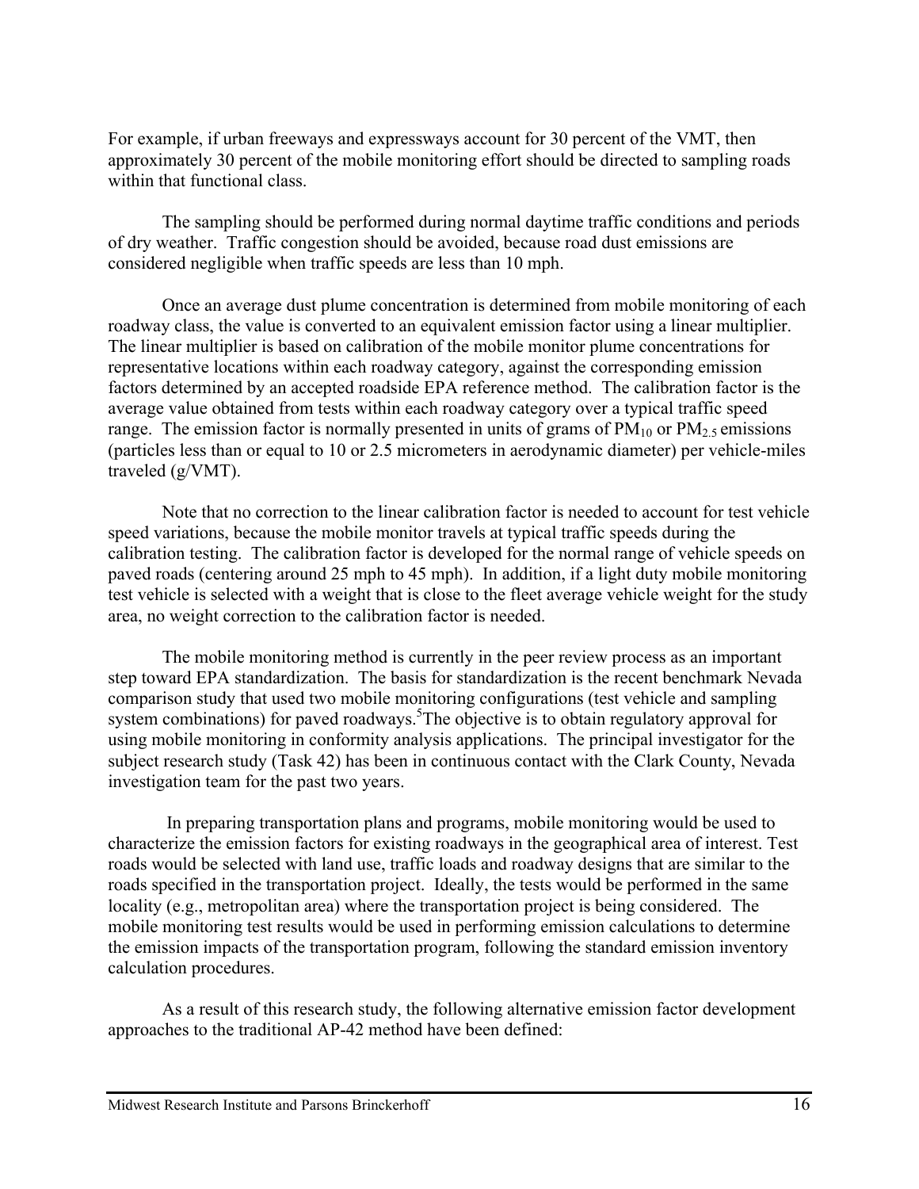For example, if urban freeways and expressways account for 30 percent of the VMT, then approximately 30 percent of the mobile monitoring effort should be directed to sampling roads within that functional class.

The sampling should be performed during normal daytime traffic conditions and periods of dry weather. Traffic congestion should be avoided, because road dust emissions are considered negligible when traffic speeds are less than 10 mph.

Once an average dust plume concentration is determined from mobile monitoring of each roadway class, the value is converted to an equivalent emission factor using a linear multiplier. The linear multiplier is based on calibration of the mobile monitor plume concentrations for representative locations within each roadway category, against the corresponding emission factors determined by an accepted roadside EPA reference method. The calibration factor is the average value obtained from tests within each roadway category over a typical traffic speed range. The emission factor is normally presented in units of grams of $PM_{10}$ or $PM_{2.5}$ emissions (particles less than or equal to 10 or 2.5 micrometers in aerodynamic diameter) per vehicle-miles traveled (g/VMT).

Note that no correction to the linear calibration factor is needed to account for test vehicle speed variations, because the mobile monitor travels at typical traffic speeds during the calibration testing. The calibration factor is developed for the normal range of vehicle speeds on paved roads (centering around 25 mph to 45 mph). In addition, if a light duty mobile monitoring test vehicle is selected with a weight that is close to the fleet average vehicle weight for the study area, no weight correction to the calibration factor is needed.

The mobile monitoring method is currently in the peer review process as an important step toward EPA standardization. The basis for standardization is the recent benchmark Nevada comparison study that used two mobile monitoring configurations (test vehicle and sampling system combinations) for paved roadways.[5] The objective is to obtain regulatory approval for using mobile monitoring in conformity analysis applications. The principal investigator for the subject research study (Task 42) has been in continuous contact with the Clark County, Nevada investigation team for the past two years.

In preparing transportation plans and programs, mobile monitoring would be used to characterize the emission factors for existing roadways in the geographical area of interest. Test roads would be selected with land use, traffic loads and roadway designs that are similar to the roads specified in the transportation project. Ideally, the tests would be performed in the same locality (e.g., metropolitan area) where the transportation project is being considered. The mobile monitoring test results would be used in performing emission calculations to determine the emission impacts of the transportation program, following the standard emission inventory calculation procedures.

As a result of this research study, the following alternative emission factor development approaches to the traditional AP-42 method have been defined: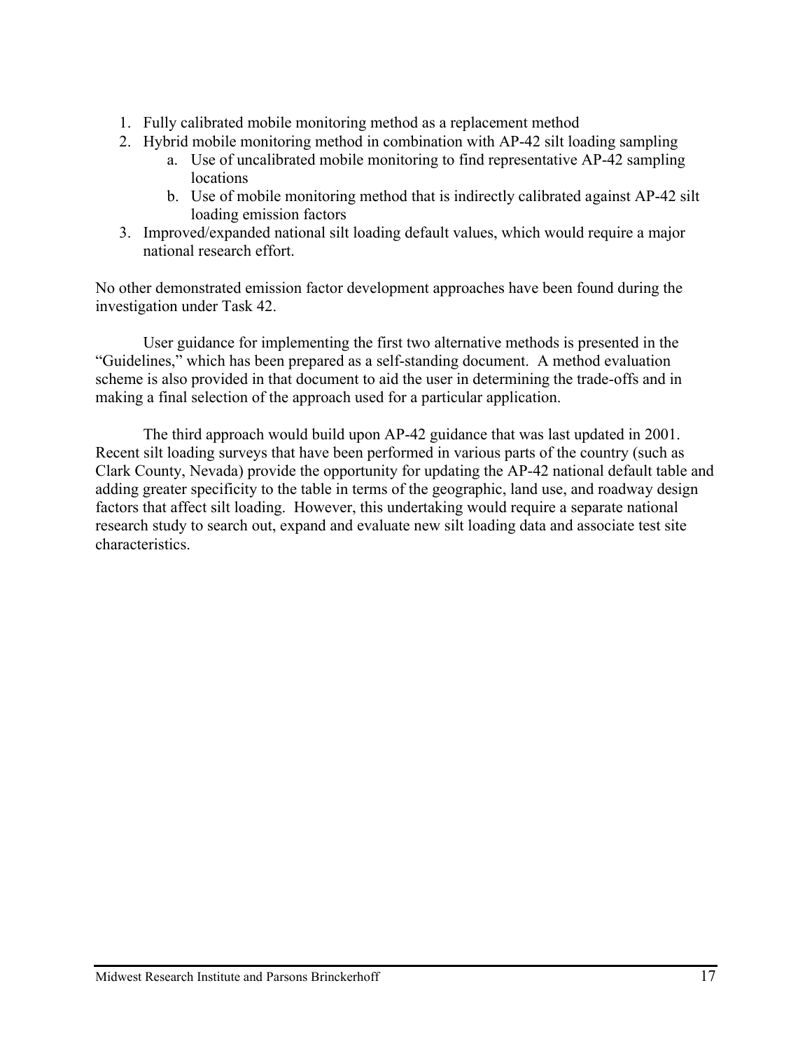1. Fully calibrated mobile monitoring method as a replacement method
2. Hybrid mobile monitoring method in combination with AP-42 silt loading sampling
    a. Use of uncalibrated mobile monitoring to find representative AP-42 sampling locations
    b. Use of mobile monitoring method that is indirectly calibrated against AP-42 silt loading emission factors
3. Improved/expanded national silt loading default values, which would require a major national research effort.

No other demonstrated emission factor development approaches have been found during the investigation under Task 42.

User guidance for implementing the first two alternative methods is presented in the "Guidelines," which has been prepared as a self-standing document. A method evaluation scheme is also provided in that document to aid the user in determining the trade-offs and in making a final selection of the approach used for a particular application.

The third approach would build upon AP-42 guidance that was last updated in 2001. Recent silt loading surveys that have been performed in various parts of the country (such as Clark County, Nevada) provide the opportunity for updating the AP-42 national default table and adding greater specificity to the table in terms of the geographic, land use, and roadway design factors that affect silt loading. However, this undertaking would require a separate national research study to search out, expand and evaluate new silt loading data and associate test site characteristics.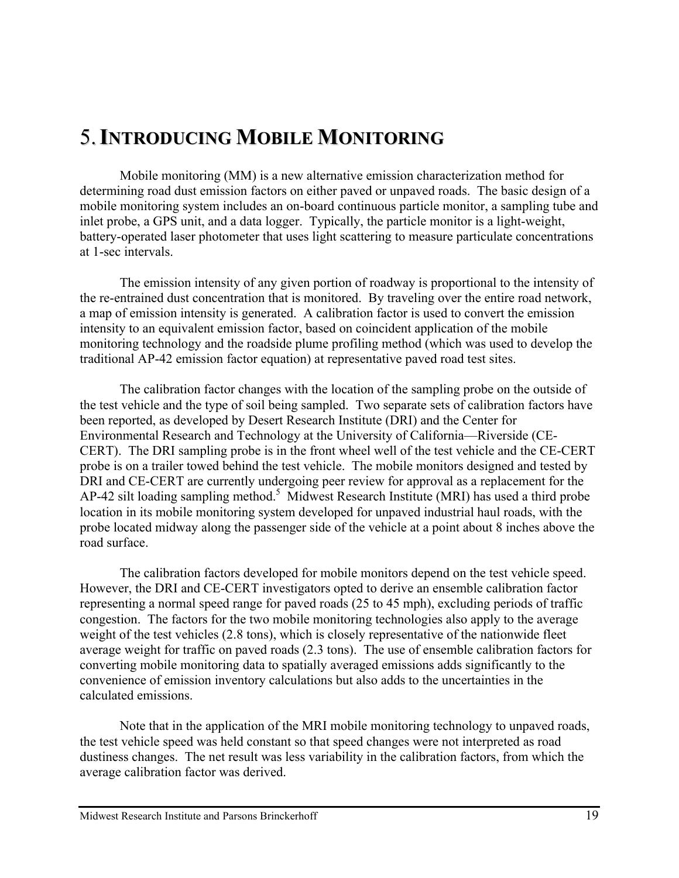# 5. INTRODUCING MOBILE MONITORING

Mobile monitoring (MM) is a new alternative emission characterization method for determining road dust emission factors on either paved or unpaved roads. The basic design of a mobile monitoring system includes an on-board continuous particle monitor, a sampling tube and inlet probe, a GPS unit, and a data logger. Typically, the particle monitor is a light-weight, battery-operated laser photometer that uses light scattering to measure particulate concentrations at 1-sec intervals.

The emission intensity of any given portion of roadway is proportional to the intensity of the re-entrained dust concentration that is monitored. By traveling over the entire road network, a map of emission intensity is generated. A calibration factor is used to convert the emission intensity to an equivalent emission factor, based on coincident application of the mobile monitoring technology and the roadside plume profiling method (which was used to develop the traditional AP-42 emission factor equation) at representative paved road test sites.

The calibration factor changes with the location of the sampling probe on the outside of the test vehicle and the type of soil being sampled. Two separate sets of calibration factors have been reported, as developed by Desert Research Institute (DRI) and the Center for Environmental Research and Technology at the University of California—Riverside (CE-CERT). The DRI sampling probe is in the front wheel well of the test vehicle and the CE-CERT probe is on a trailer towed behind the test vehicle. The mobile monitors designed and tested by DRI and CE-CERT are currently undergoing peer review for approval as a replacement for the AP-42 silt loading sampling method.[5] Midwest Research Institute (MRI) has used a third probe location in its mobile monitoring system developed for unpaved industrial haul roads, with the probe located midway along the passenger side of the vehicle at a point about 8 inches above the road surface.

The calibration factors developed for mobile monitors depend on the test vehicle speed. However, the DRI and CE-CERT investigators opted to derive an ensemble calibration factor representing a normal speed range for paved roads (25 to 45 mph), excluding periods of traffic congestion. The factors for the two mobile monitoring technologies also apply to the average weight of the test vehicles (2.8 tons), which is closely representative of the nationwide fleet average weight for traffic on paved roads (2.3 tons). The use of ensemble calibration factors for converting mobile monitoring data to spatially averaged emissions adds significantly to the convenience of emission inventory calculations but also adds to the uncertainties in the calculated emissions.

Note that in the application of the MRI mobile monitoring technology to unpaved roads, the test vehicle speed was held constant so that speed changes were not interpreted as road dustiness changes. The net result was less variability in the calibration factors, from which the average calibration factor was derived.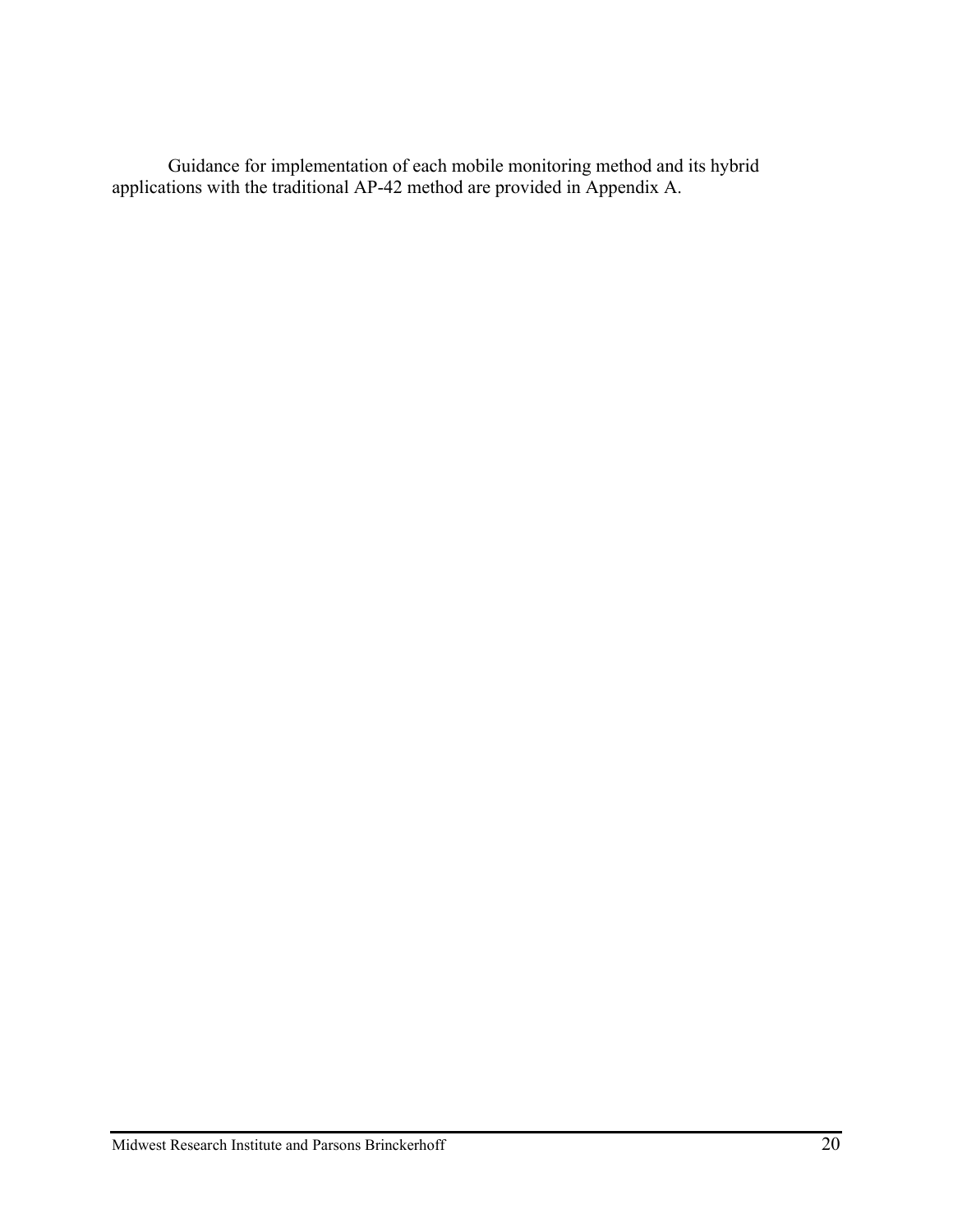Guidance for implementation of each mobile monitoring method and its hybrid applications with the traditional AP-42 method are provided in Appendix A.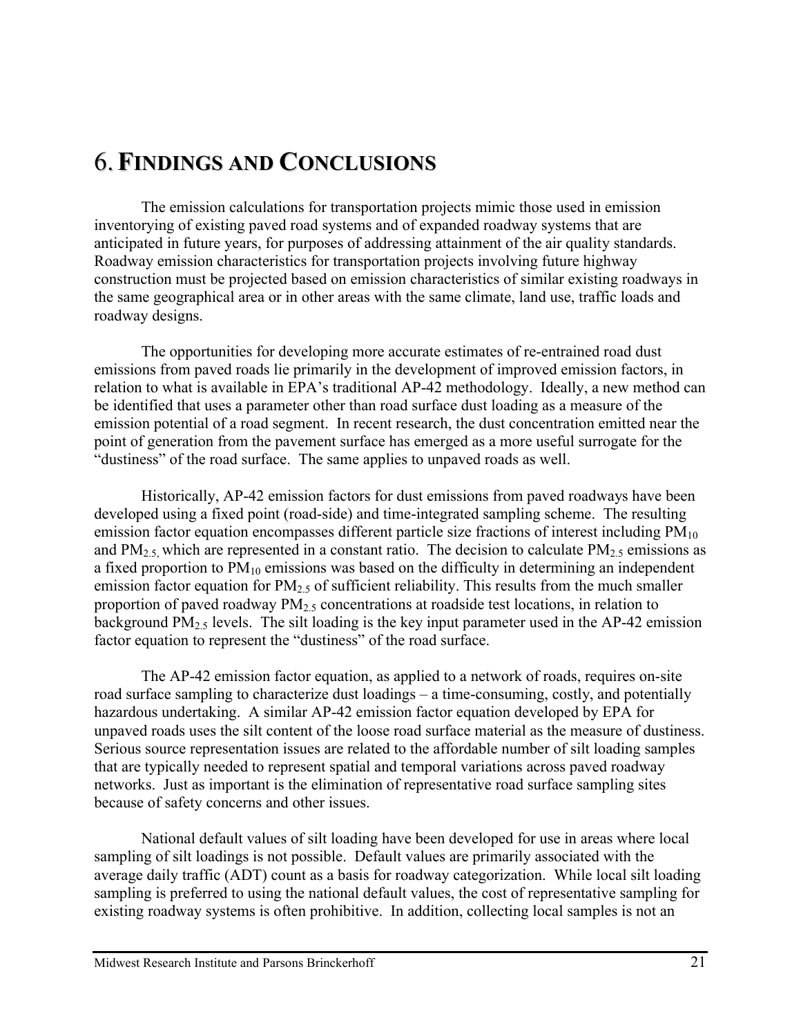# 6. FINDINGS AND CONCLUSIONS

The emission calculations for transportation projects mimic those used in emission inventorying of existing paved road systems and of expanded roadway systems that are anticipated in future years, for purposes of addressing attainment of the air quality standards. Roadway emission characteristics for transportation projects involving future highway construction must be projected based on emission characteristics of similar existing roadways in the same geographical area or in other areas with the same climate, land use, traffic loads and roadway designs.

The opportunities for developing more accurate estimates of re-entrained road dust emissions from paved roads lie primarily in the development of improved emission factors, in relation to what is available in EPA's traditional AP-42 methodology. Ideally, a new method can be identified that uses a parameter other than road surface dust loading as a measure of the emission potential of a road segment. In recent research, the dust concentration emitted near the point of generation from the pavement surface has emerged as a more useful surrogate for the "dustiness" of the road surface. The same applies to unpaved roads as well.

Historically, AP-42 emission factors for dust emissions from paved roadways have been developed using a fixed point (road-side) and time-integrated sampling scheme. The resulting emission factor equation encompasses different particle size fractions of interest including $PM_{10}$ and $PM_{2.5,}$ which are represented in a constant ratio. The decision to calculate $PM_{2.5}$ emissions as a fixed proportion to $PM_{10}$ emissions was based on the difficulty in determining an independent emission factor equation for $PM_{2.5}$ of sufficient reliability. This results from the much smaller proportion of paved roadway $PM_{2.5}$ concentrations at roadside test locations, in relation to background $PM_{2.5}$ levels. The silt loading is the key input parameter used in the AP-42 emission factor equation to represent the "dustiness" of the road surface.

The AP-42 emission factor equation, as applied to a network of roads, requires on-site road surface sampling to characterize dust loadings – a time-consuming, costly, and potentially hazardous undertaking. A similar AP-42 emission factor equation developed by EPA for unpaved roads uses the silt content of the loose road surface material as the measure of dustiness. Serious source representation issues are related to the affordable number of silt loading samples that are typically needed to represent spatial and temporal variations across paved roadway networks. Just as important is the elimination of representative road surface sampling sites because of safety concerns and other issues.

National default values of silt loading have been developed for use in areas where local sampling of silt loadings is not possible. Default values are primarily associated with the average daily traffic (ADT) count as a basis for roadway categorization. While local silt loading sampling is preferred to using the national default values, the cost of representative sampling for existing roadway systems is often prohibitive. In addition, collecting local samples is not an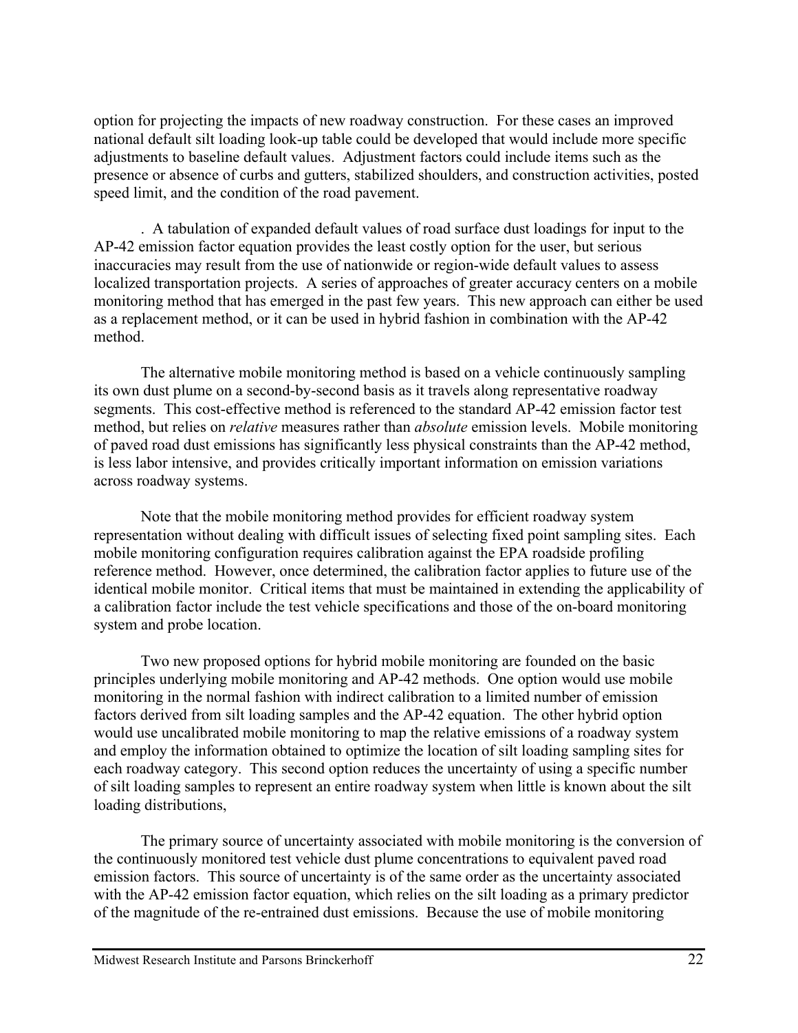option for projecting the impacts of new roadway construction. For these cases an improved national default silt loading look-up table could be developed that would include more specific adjustments to baseline default values. Adjustment factors could include items such as the presence or absence of curbs and gutters, stabilized shoulders, and construction activities, posted speed limit, and the condition of the road pavement.

. A tabulation of expanded default values of road surface dust loadings for input to the AP-42 emission factor equation provides the least costly option for the user, but serious inaccuracies may result from the use of nationwide or region-wide default values to assess localized transportation projects. A series of approaches of greater accuracy centers on a mobile monitoring method that has emerged in the past few years. This new approach can either be used as a replacement method, or it can be used in hybrid fashion in combination with the AP-42 method.

The alternative mobile monitoring method is based on a vehicle continuously sampling its own dust plume on a second-by-second basis as it travels along representative roadway segments. This cost-effective method is referenced to the standard AP-42 emission factor test method, but relies on *relative* measures rather than *absolute* emission levels. Mobile monitoring of paved road dust emissions has significantly less physical constraints than the AP-42 method, is less labor intensive, and provides critically important information on emission variations across roadway systems.

Note that the mobile monitoring method provides for efficient roadway system representation without dealing with difficult issues of selecting fixed point sampling sites. Each mobile monitoring configuration requires calibration against the EPA roadside profiling reference method. However, once determined, the calibration factor applies to future use of the identical mobile monitor. Critical items that must be maintained in extending the applicability of a calibration factor include the test vehicle specifications and those of the on-board monitoring system and probe location.

Two new proposed options for hybrid mobile monitoring are founded on the basic principles underlying mobile monitoring and AP-42 methods. One option would use mobile monitoring in the normal fashion with indirect calibration to a limited number of emission factors derived from silt loading samples and the AP-42 equation. The other hybrid option would use uncalibrated mobile monitoring to map the relative emissions of a roadway system and employ the information obtained to optimize the location of silt loading sampling sites for each roadway category. This second option reduces the uncertainty of using a specific number of silt loading samples to represent an entire roadway system when little is known about the silt loading distributions,

The primary source of uncertainty associated with mobile monitoring is the conversion of the continuously monitored test vehicle dust plume concentrations to equivalent paved road emission factors. This source of uncertainty is of the same order as the uncertainty associated with the AP-42 emission factor equation, which relies on the silt loading as a primary predictor of the magnitude of the re-entrained dust emissions. Because the use of mobile monitoring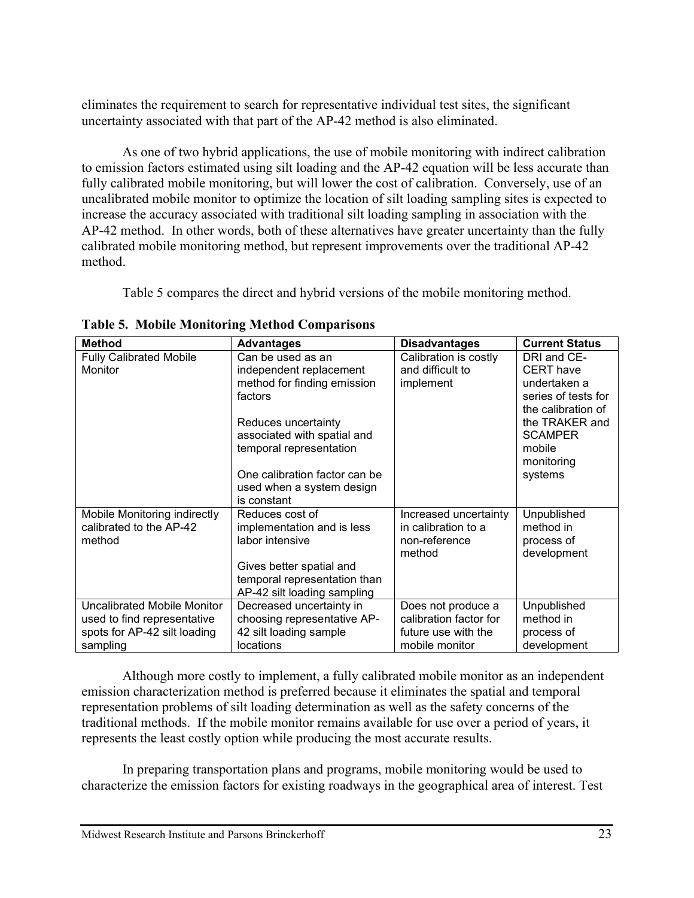eliminates the requirement to search for representative individual test sites, the significant uncertainty associated with that part of the AP-42 method is also eliminated.

As one of two hybrid applications, the use of mobile monitoring with indirect calibration to emission factors estimated using silt loading and the AP-42 equation will be less accurate than fully calibrated mobile monitoring, but will lower the cost of calibration. Conversely, use of an uncalibrated mobile monitor to optimize the location of silt loading sampling sites is expected to increase the accuracy associated with traditional silt loading sampling in association with the AP-42 method. In other words, both of these alternatives have greater uncertainty than the fully calibrated mobile monitoring method, but represent improvements over the traditional AP-42 method.

Table 5 compares the direct and hybrid versions of the mobile monitoring method.

**Table 5. Mobile Monitoring Method Comparisons**

| Method | Advantages | Disadvantages | Current Status |
|---|---|---|---|
| Fully Calibrated Mobile Monitor | Can be used as an independent replacement method for finding emission factors<br><br>Reduces uncertainty associated with spatial and temporal representation<br><br>One calibration factor can be used when a system design is constant | Calibration is costly and difficult to implement | DRI and CE-CERT have undertaken a series of tests for the calibration of the TRAKER and SCAMPER mobile monitoring systems |
| Mobile Monitoring indirectly calibrated to the AP-42 method | Reduces cost of implementation and is less labor intensive<br><br>Gives better spatial and temporal representation than AP-42 silt loading sampling | Increased uncertainty in calibration to a non-reference method | Unpublished method in process of development |
| Uncalibrated Mobile Monitor used to find representative spots for AP-42 silt loading sampling | Decreased uncertainty in choosing representative AP-42 silt loading sample locations | Does not produce a calibration factor for future use with the mobile monitor | Unpublished method in process of development |

Although more costly to implement, a fully calibrated mobile monitor as an independent emission characterization method is preferred because it eliminates the spatial and temporal representation problems of silt loading determination as well as the safety concerns of the traditional methods. If the mobile monitor remains available for use over a period of years, it represents the least costly option while producing the most accurate results.

In preparing transportation plans and programs, mobile monitoring would be used to characterize the emission factors for existing roadways in the geographical area of interest. Test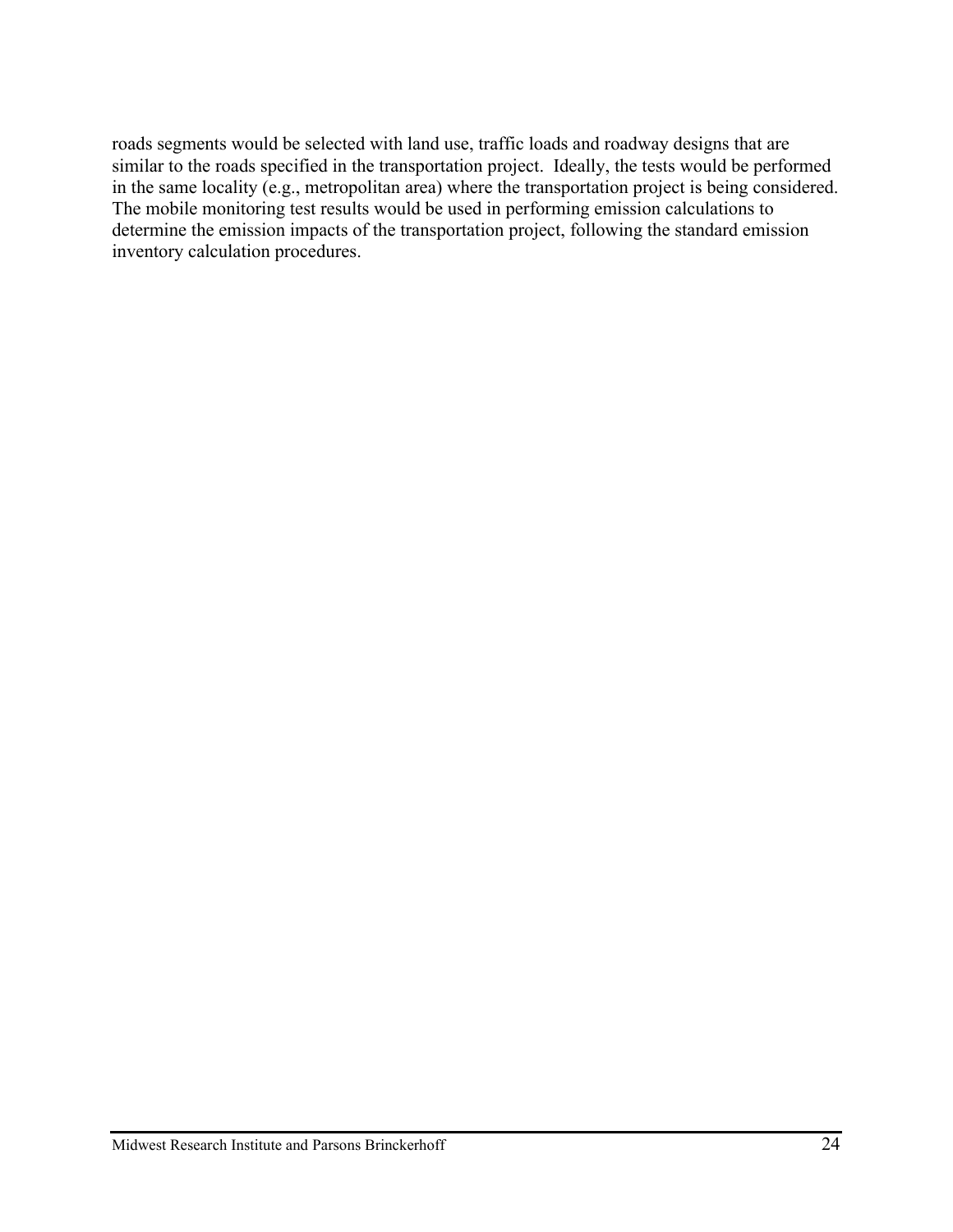roads segments would be selected with land use, traffic loads and roadway designs that are similar to the roads specified in the transportation project. Ideally, the tests would be performed in the same locality (e.g., metropolitan area) where the transportation project is being considered. The mobile monitoring test results would be used in performing emission calculations to determine the emission impacts of the transportation project, following the standard emission inventory calculation procedures.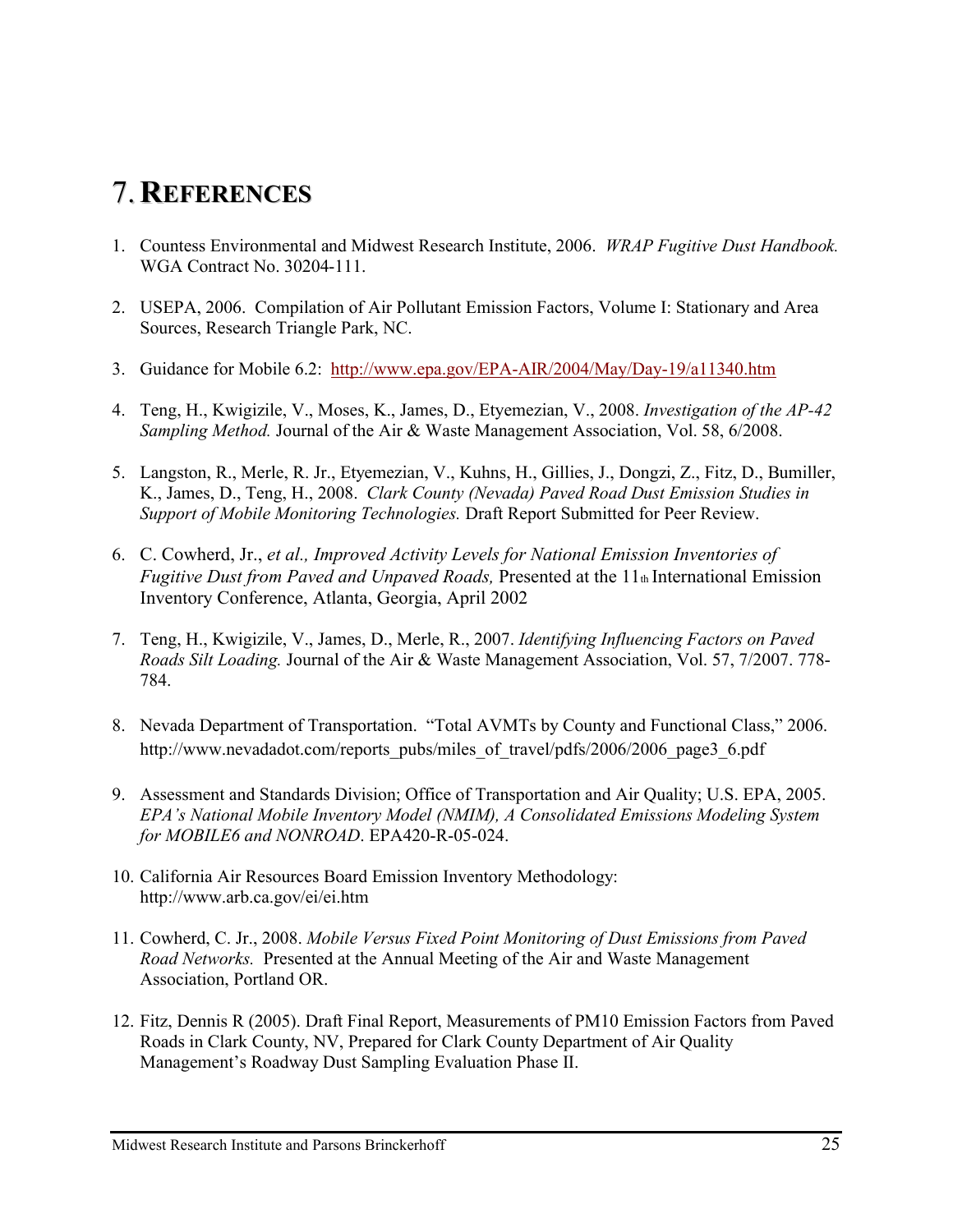# 7. REFERENCES

1. Countess Environmental and Midwest Research Institute, 2006. *WRAP Fugitive Dust Handbook.* WGA Contract No. 30204-111.

2. USEPA, 2006. Compilation of Air Pollutant Emission Factors, Volume I: Stationary and Area Sources, Research Triangle Park, NC.

3. Guidance for Mobile 6.2: http://www.epa.gov/EPA-AIR/2004/May/Day-19/a11340.htm

4. Teng, H., Kwigizile, V., Moses, K., James, D., Etyemezian, V., 2008. *Investigation of the AP-42 Sampling Method.* Journal of the Air & Waste Management Association, Vol. 58, 6/2008.

5. Langston, R., Merle, R. Jr., Etyemezian, V., Kuhns, H., Gillies, J., Dongzi, Z., Fitz, D., Bumiller, K., James, D., Teng, H., 2008. *Clark County (Nevada) Paved Road Dust Emission Studies in Support of Mobile Monitoring Technologies.* Draft Report Submitted for Peer Review.

6. C. Cowherd, Jr., *et al., Improved Activity Levels for National Emission Inventories of Fugitive Dust from Paved and Unpaved Roads,* Presented at the 11th International Emission Inventory Conference, Atlanta, Georgia, April 2002

7. Teng, H., Kwigizile, V., James, D., Merle, R., 2007. *Identifying Influencing Factors on Paved Roads Silt Loading.* Journal of the Air & Waste Management Association, Vol. 57, 7/2007. 778-784.

8. Nevada Department of Transportation. "Total AVMTs by County and Functional Class," 2006. http://www.nevadadot.com/reports_pubs/miles_of_travel/pdfs/2006/2006_page3_6.pdf

9. Assessment and Standards Division; Office of Transportation and Air Quality; U.S. EPA, 2005. *EPA's National Mobile Inventory Model (NMIM), A Consolidated Emissions Modeling System for MOBILE6 and NONROAD*. EPA420-R-05-024.

10. California Air Resources Board Emission Inventory Methodology: http://www.arb.ca.gov/ei/ei.htm

11. Cowherd, C. Jr., 2008. *Mobile Versus Fixed Point Monitoring of Dust Emissions from Paved Road Networks.* Presented at the Annual Meeting of the Air and Waste Management Association, Portland OR.

12. Fitz, Dennis R (2005). Draft Final Report, Measurements of PM10 Emission Factors from Paved Roads in Clark County, NV, Prepared for Clark County Department of Air Quality Management's Roadway Dust Sampling Evaluation Phase II.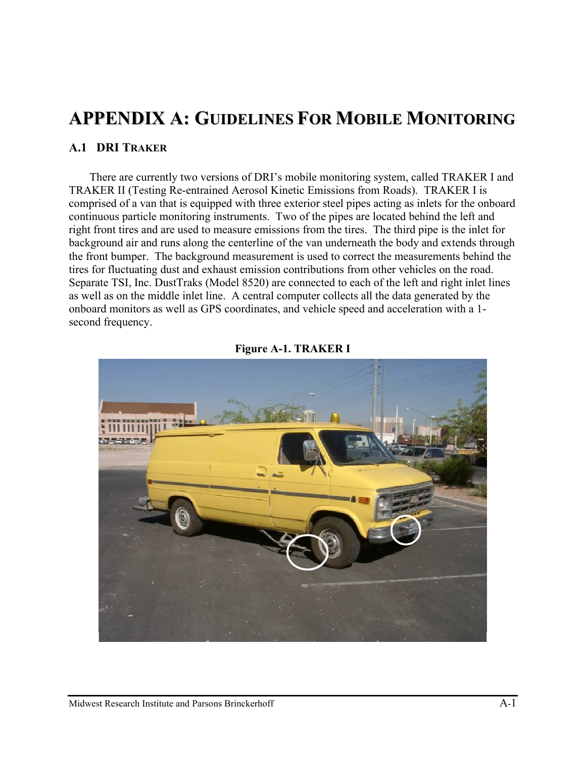# APPENDIX A: GUIDELINES FOR MOBILE MONITORING

## A.1 DRI TRAKER

There are currently two versions of DRI's mobile monitoring system, called TRAKER I and TRAKER II (Testing Re-entrained Aerosol Kinetic Emissions from Roads). TRAKER I is comprised of a van that is equipped with three exterior steel pipes acting as inlets for the onboard continuous particle monitoring instruments. Two of the pipes are located behind the left and right front tires and are used to measure emissions from the tires. The third pipe is the inlet for background air and runs along the centerline of the van underneath the body and extends through the front bumper. The background measurement is used to correct the measurements behind the tires for fluctuating dust and exhaust emission contributions from other vehicles on the road. Separate TSI, Inc. DustTraks (Model 8520) are connected to each of the left and right inlet lines as well as on the middle inlet line. A central computer collects all the data generated by the onboard monitors as well as GPS coordinates, and vehicle speed and acceleration with a 1-second frequency.

**Figure A-1. TRAKER I**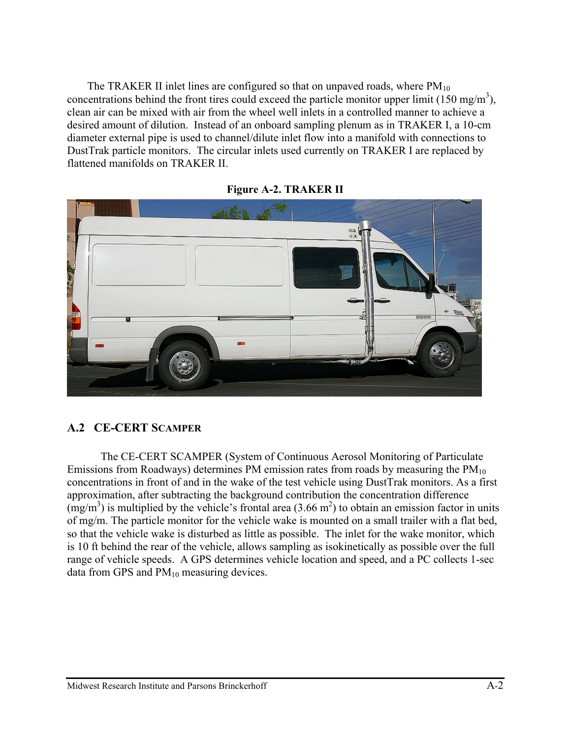The TRAKER II inlet lines are configured so that on unpaved roads, where $PM_{10}$ concentrations behind the front tires could exceed the particle monitor upper limit (150 mg/m$^3$), clean air can be mixed with air from the wheel well inlets in a controlled manner to achieve a desired amount of dilution. Instead of an onboard sampling plenum as in TRAKER I, a 10-cm diameter external pipe is used to channel/dilute inlet flow into a manifold with connections to DustTrak particle monitors. The circular inlets used currently on TRAKER I are replaced by flattened manifolds on TRAKER II.

**Figure A-2. TRAKER II**

## A.2 CE-CERT SCAMPER

The CE-CERT SCAMPER (System of Continuous Aerosol Monitoring of Particulate Emissions from Roadways) determines PM emission rates from roads by measuring the $PM_{10}$ concentrations in front of and in the wake of the test vehicle using DustTrak monitors. As a first approximation, after subtracting the background contribution the concentration difference (mg/m$^3$) is multiplied by the vehicle's frontal area (3.66 m$^2$) to obtain an emission factor in units of mg/m. The particle monitor for the vehicle wake is mounted on a small trailer with a flat bed, so that the vehicle wake is disturbed as little as possible. The inlet for the wake monitor, which is 10 ft behind the rear of the vehicle, allows sampling as isokinetically as possible over the full range of vehicle speeds. A GPS determines vehicle location and speed, and a PC collects 1-sec data from GPS and $PM_{10}$ measuring devices.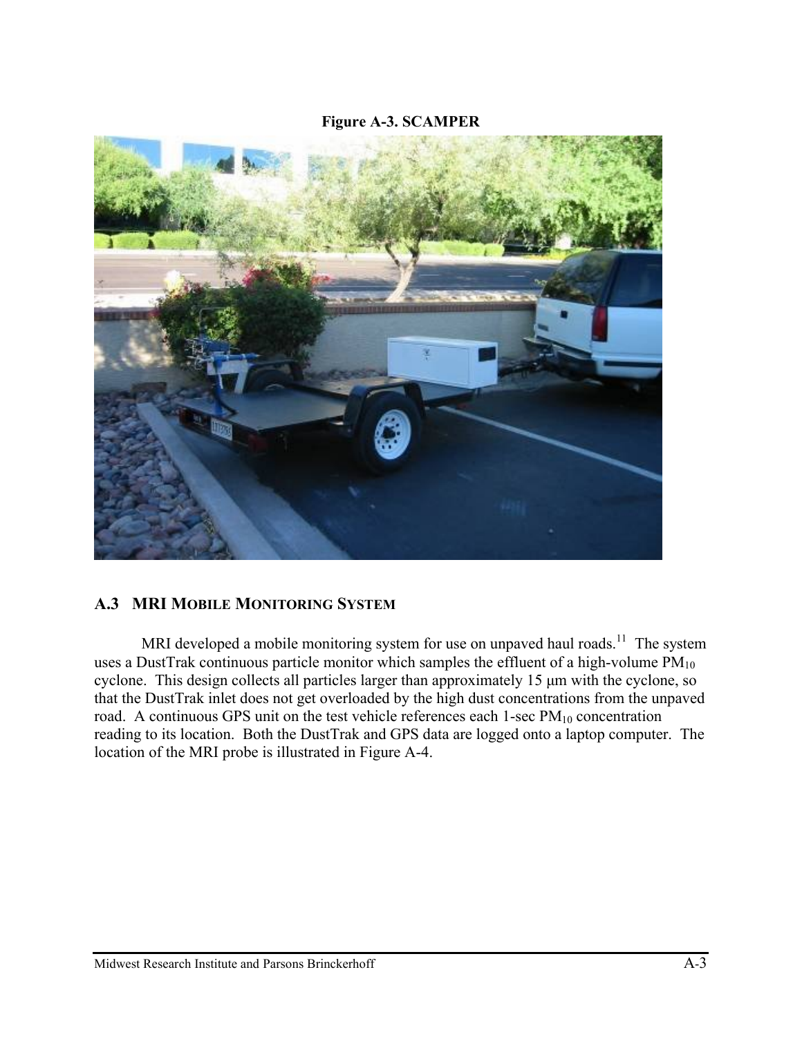**Figure A-3. SCAMPER**

## A.3 MRI MOBILE MONITORING SYSTEM

MRI developed a mobile monitoring system for use on unpaved haul roads.[11] The system uses a DustTrak continuous particle monitor which samples the effluent of a high-volume $PM_{10}$ cyclone. This design collects all particles larger than approximately 15 µm with the cyclone, so that the DustTrak inlet does not get overloaded by the high dust concentrations from the unpaved road. A continuous GPS unit on the test vehicle references each 1-sec $PM_{10}$ concentration reading to its location. Both the DustTrak and GPS data are logged onto a laptop computer. The location of the MRI probe is illustrated in Figure A-4.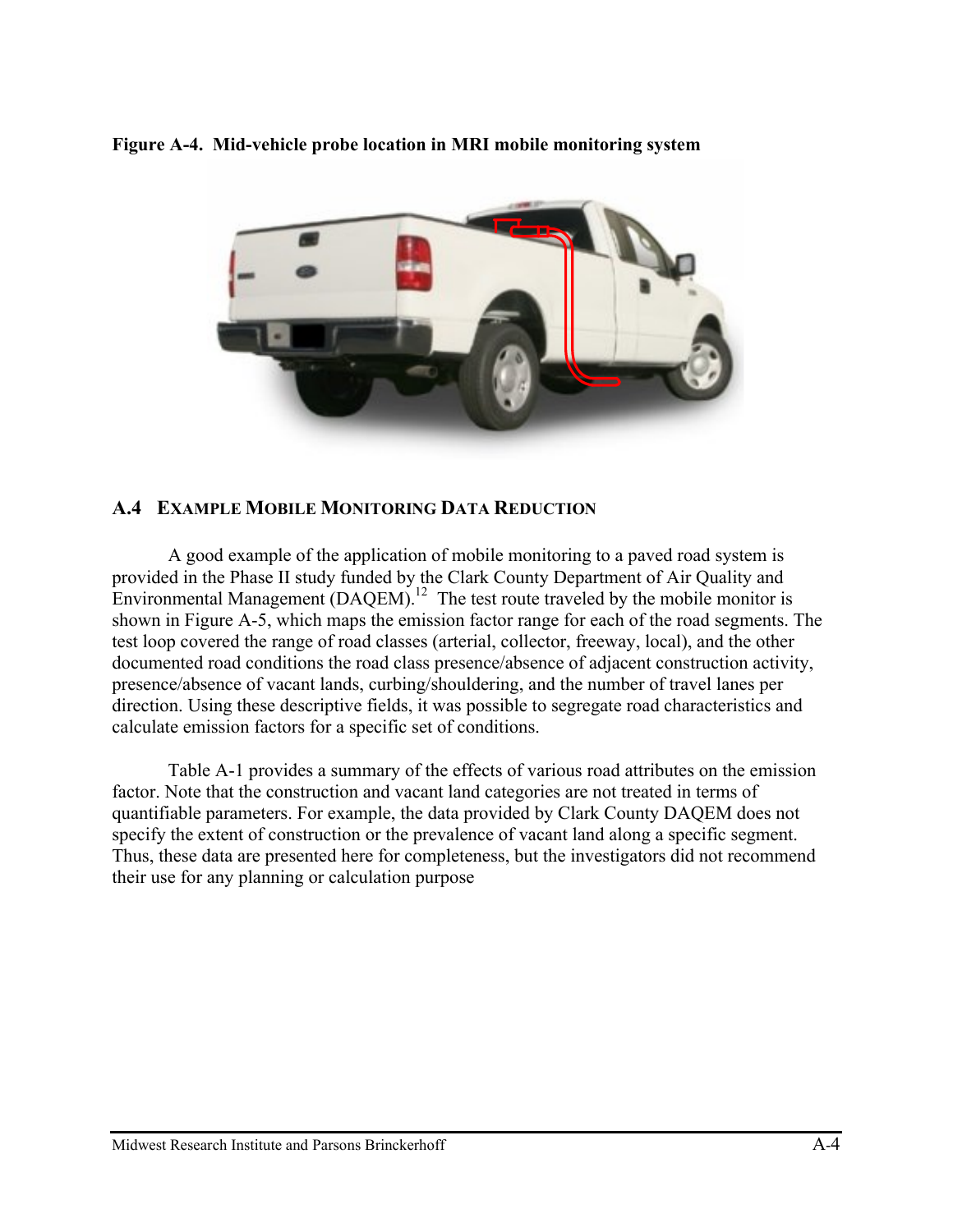**Figure A-4. Mid-vehicle probe location in MRI mobile monitoring system**

## A.4 EXAMPLE MOBILE MONITORING DATA REDUCTION

A good example of the application of mobile monitoring to a paved road system is provided in the Phase II study funded by the Clark County Department of Air Quality and Environmental Management (DAQEM).[12] The test route traveled by the mobile monitor is shown in Figure A-5, which maps the emission factor range for each of the road segments. The test loop covered the range of road classes (arterial, collector, freeway, local), and the other documented road conditions the road class presence/absence of adjacent construction activity, presence/absence of vacant lands, curbing/shouldering, and the number of travel lanes per direction. Using these descriptive fields, it was possible to segregate road characteristics and calculate emission factors for a specific set of conditions.

Table A-1 provides a summary of the effects of various road attributes on the emission factor. Note that the construction and vacant land categories are not treated in terms of quantifiable parameters. For example, the data provided by Clark County DAQEM does not specify the extent of construction or the prevalence of vacant land along a specific segment. Thus, these data are presented here for completeness, but the investigators did not recommend their use for any planning or calculation purpose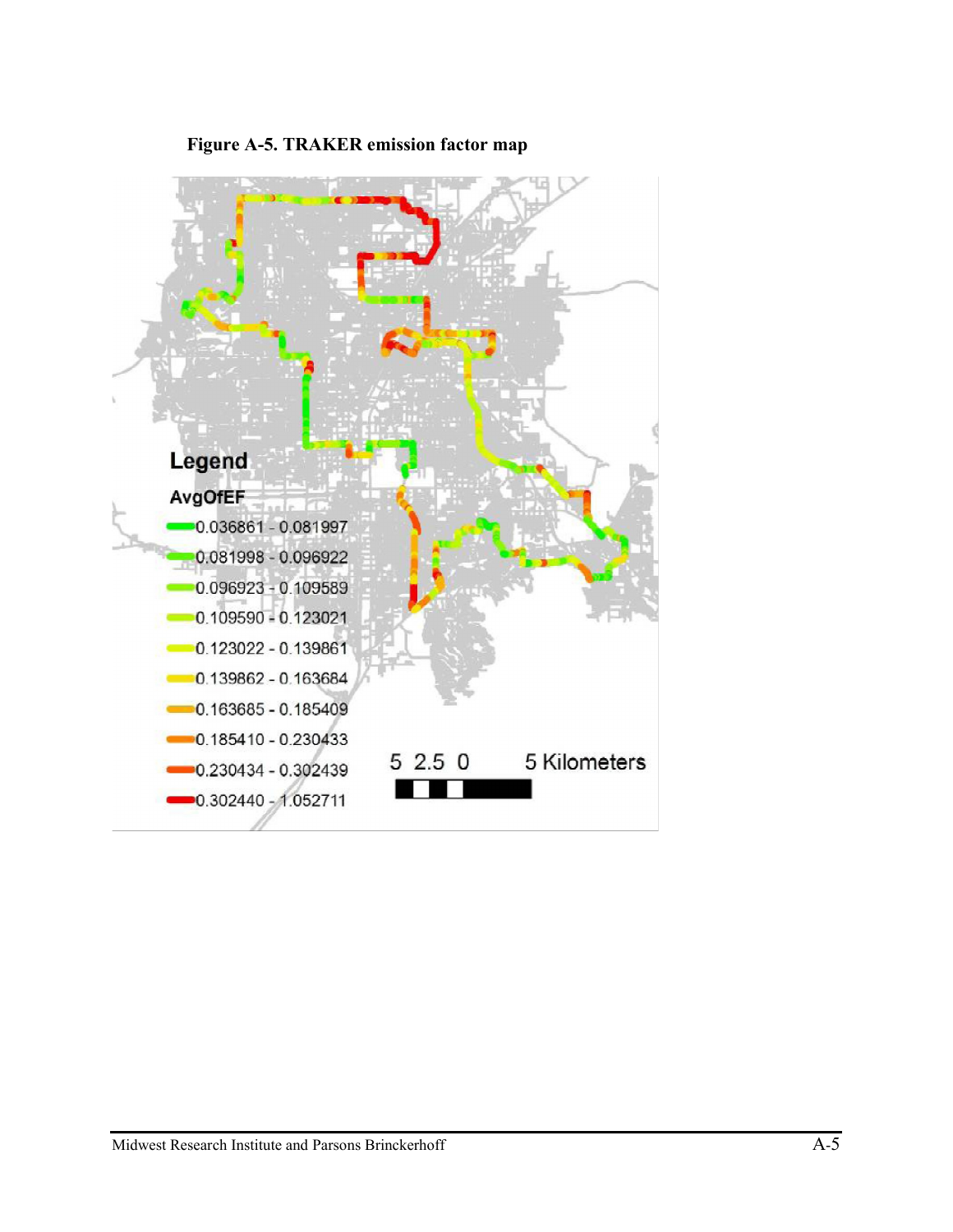**Figure A-5. TRAKER emission factor map**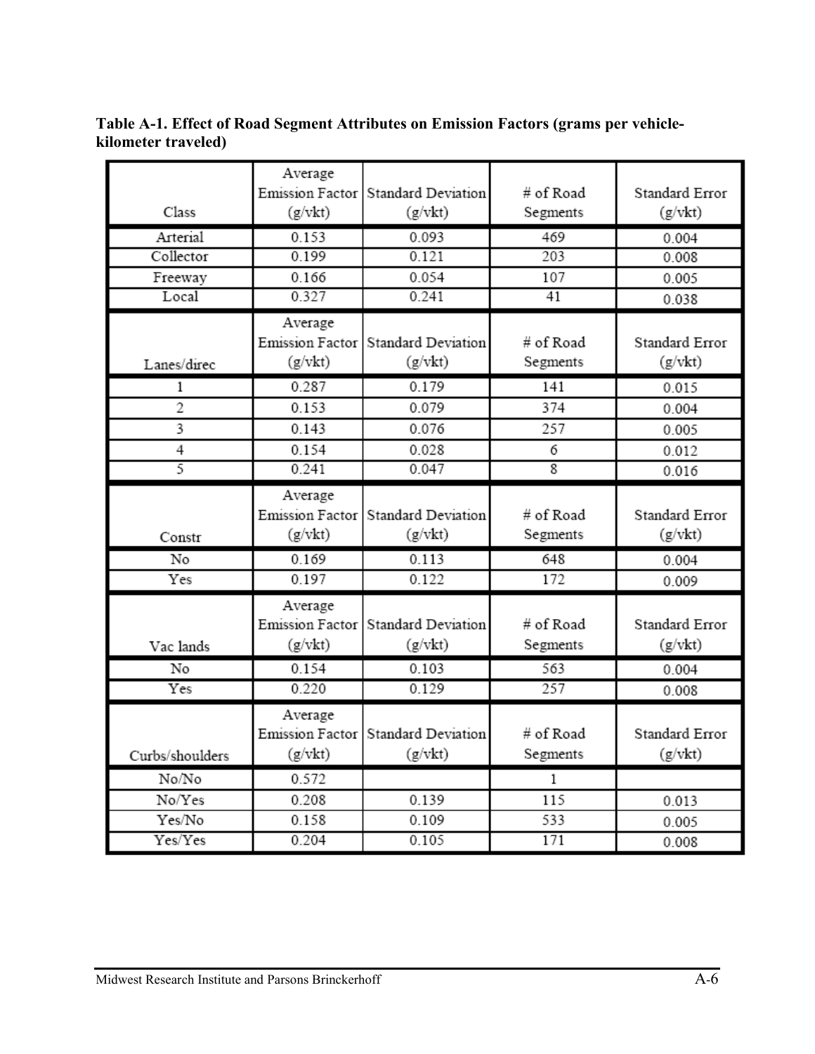**Table A-1. Effect of Road Segment Attributes on Emission Factors (grams per vehicle-kilometer traveled)**

| Class | Average Emission Factor (g/vkt) | Standard Deviation (g/vkt) | # of Road Segments | Standard Error (g/vkt) |
|---|---|---|---|---|
| Arterial | 0.153 | 0.093 | 469 | 0.004 |
| Collector | 0.199 | 0.121 | 203 | 0.008 |
| Freeway | 0.166 | 0.054 | 107 | 0.005 |
| Local | 0.327 | 0.241 | 41 | 0.038 |
| **Lanes/direc** | **Average Emission Factor (g/vkt)** | **Standard Deviation (g/vkt)** | **# of Road Segments** | **Standard Error (g/vkt)** |
| 1 | 0.287 | 0.179 | 141 | 0.015 |
| 2 | 0.153 | 0.079 | 374 | 0.004 |
| 3 | 0.143 | 0.076 | 257 | 0.005 |
| 4 | 0.154 | 0.028 | 6 | 0.012 |
| 5 | 0.241 | 0.047 | 8 | 0.016 |
| **Constr** | **Average Emission Factor (g/vkt)** | **Standard Deviation (g/vkt)** | **# of Road Segments** | **Standard Error (g/vkt)** |
| No | 0.169 | 0.113 | 648 | 0.004 |
| Yes | 0.197 | 0.122 | 172 | 0.009 |
| **Vac lands** | **Average Emission Factor (g/vkt)** | **Standard Deviation (g/vkt)** | **# of Road Segments** | **Standard Error (g/vkt)** |
| No | 0.154 | 0.103 | 563 | 0.004 |
| Yes | 0.220 | 0.129 | 257 | 0.008 |
| **Curbs/shoulders** | **Average Emission Factor (g/vkt)** | **Standard Deviation (g/vkt)** | **# of Road Segments** | **Standard Error (g/vkt)** |
| No/No | 0.572 | | 1 | |
| No/Yes | 0.208 | 0.139 | 115 | 0.013 |
| Yes/No | 0.158 | 0.109 | 533 | 0.005 |
| Yes/Yes | 0.204 | 0.105 | 171 | 0.008 |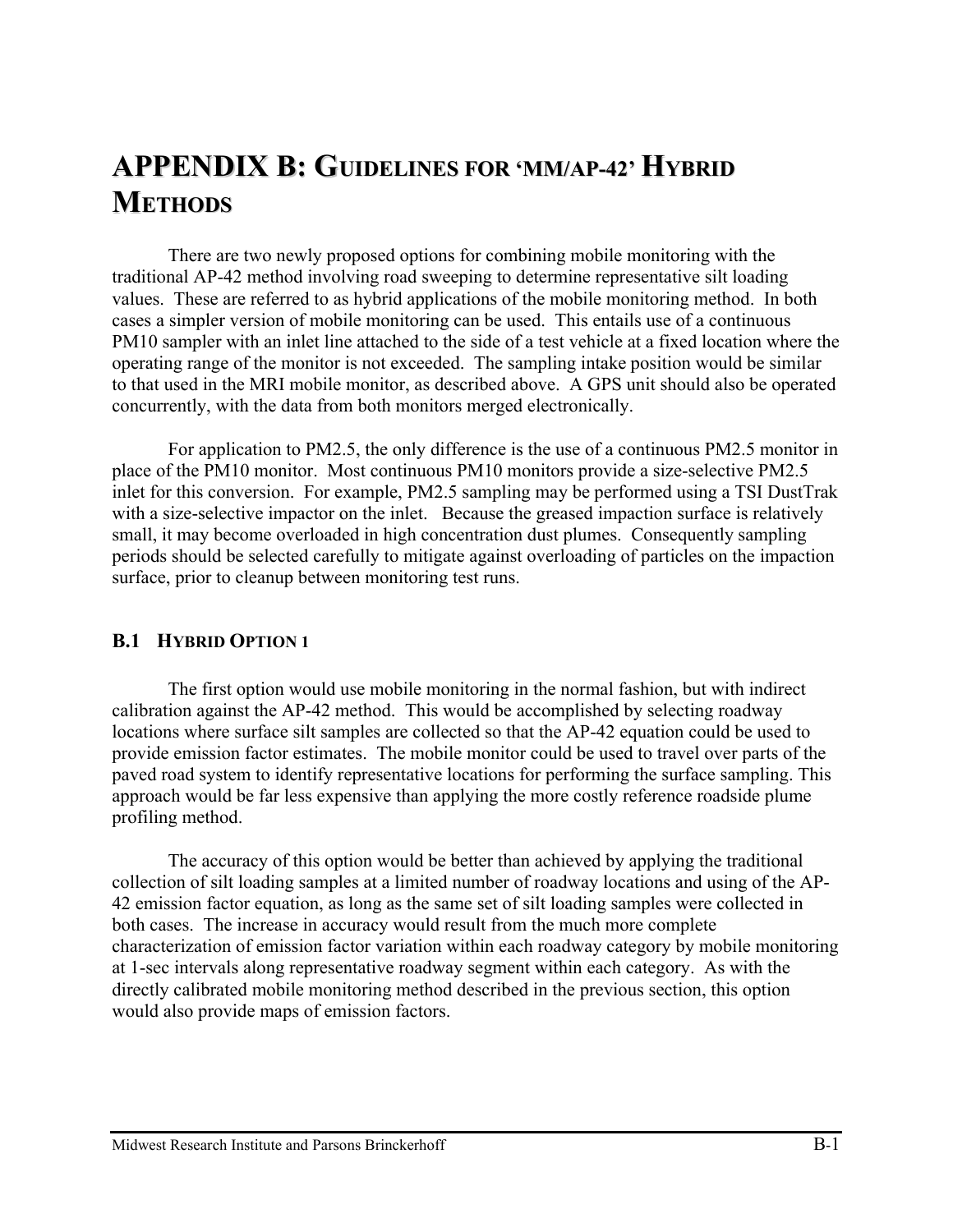# APPENDIX B: GUIDELINES FOR 'MM/AP-42' HYBRID METHODS

There are two newly proposed options for combining mobile monitoring with the traditional AP-42 method involving road sweeping to determine representative silt loading values. These are referred to as hybrid applications of the mobile monitoring method. In both cases a simpler version of mobile monitoring can be used. This entails use of a continuous PM10 sampler with an inlet line attached to the side of a test vehicle at a fixed location where the operating range of the monitor is not exceeded. The sampling intake position would be similar to that used in the MRI mobile monitor, as described above. A GPS unit should also be operated concurrently, with the data from both monitors merged electronically.

For application to PM2.5, the only difference is the use of a continuous PM2.5 monitor in place of the PM10 monitor. Most continuous PM10 monitors provide a size-selective PM2.5 inlet for this conversion. For example, PM2.5 sampling may be performed using a TSI DustTrak with a size-selective impactor on the inlet. Because the greased impaction surface is relatively small, it may become overloaded in high concentration dust plumes. Consequently sampling periods should be selected carefully to mitigate against overloading of particles on the impaction surface, prior to cleanup between monitoring test runs.

## B.1 HYBRID OPTION 1

The first option would use mobile monitoring in the normal fashion, but with indirect calibration against the AP-42 method. This would be accomplished by selecting roadway locations where surface silt samples are collected so that the AP-42 equation could be used to provide emission factor estimates. The mobile monitor could be used to travel over parts of the paved road system to identify representative locations for performing the surface sampling. This approach would be far less expensive than applying the more costly reference roadside plume profiling method.

The accuracy of this option would be better than achieved by applying the traditional collection of silt loading samples at a limited number of roadway locations and using of the AP-42 emission factor equation, as long as the same set of silt loading samples were collected in both cases. The increase in accuracy would result from the much more complete characterization of emission factor variation within each roadway category by mobile monitoring at 1-sec intervals along representative roadway segment within each category. As with the directly calibrated mobile monitoring method described in the previous section, this option would also provide maps of emission factors.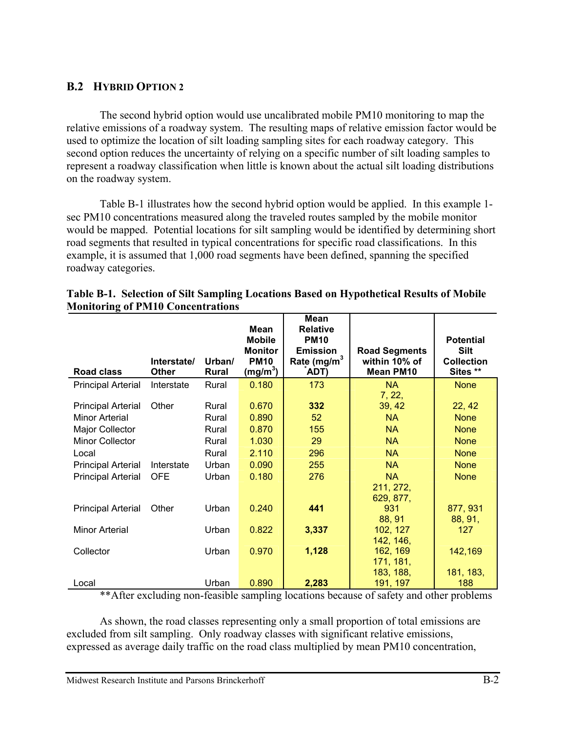## B.2 HYBRID OPTION 2

The second hybrid option would use uncalibrated mobile PM10 monitoring to map the relative emissions of a roadway system. The resulting maps of relative emission factor would be used to optimize the location of silt loading sampling sites for each roadway category. This second option reduces the uncertainty of relying on a specific number of silt loading samples to represent a roadway classification when little is known about the actual silt loading distributions on the roadway system.

Table B-1 illustrates how the second hybrid option would be applied. In this example 1-sec PM10 concentrations measured along the traveled routes sampled by the mobile monitor would be mapped. Potential locations for silt sampling would be identified by determining short road segments that resulted in typical concentrations for specific road classifications. In this example, it is assumed that 1,000 road segments have been defined, spanning the specified roadway categories.

**Table B-1. Selection of Silt Sampling Locations Based on Hypothetical Results of Mobile Monitoring of PM10 Concentrations**

| Road class | Interstate/ Other | Urban/ Rural | Mean Mobile Monitor PM10 (mg/m$^3$) | Mean Relative PM10 Emission Rate (mg/m$^3$ *ADT) | Road Segments within 10% of Mean PM10 | Potential Silt Collection Sites ** |
|---|---|---|---|---|---|---|
| Principal Arterial | Interstate | Rural | 0.180 | 173 | NA | None |
| Principal Arterial | Other | Rural | 0.670 | **332** | 7, 22, 39, 42 | 22, 42 |
| Minor Arterial | | Rural | 0.890 | 52 | NA | None |
| Major Collector | | Rural | 0.870 | 155 | NA | None |
| Minor Collector | | Rural | 1.030 | 29 | NA | None |
| Local | | Rural | 2.110 | 296 | NA | None |
| Principal Arterial | Interstate | Urban | 0.090 | 255 | NA | None |
| Principal Arterial | OFE | Urban | 0.180 | 276 | NA | None |
| Principal Arterial | Other | Urban | 0.240 | **441** | 211, 272, 629, 877, 931 | 877, 931 |
| Minor Arterial | | Urban | 0.822 | **3,337** | 88, 91 102, 127 | 88, 91, 127 |
| Collector | | Urban | 0.970 | **1,128** | 142, 146, 162, 169 | 142,169 |
| Local | | Urban | 0.890 | **2,283** | 171, 181, 183, 188, 191, 197 | 181, 183, 188 |

**After excluding non-feasible sampling locations because of safety and other problems

As shown, the road classes representing only a small proportion of total emissions are excluded from silt sampling. Only roadway classes with significant relative emissions, expressed as average daily traffic on the road class multiplied by mean PM10 concentration,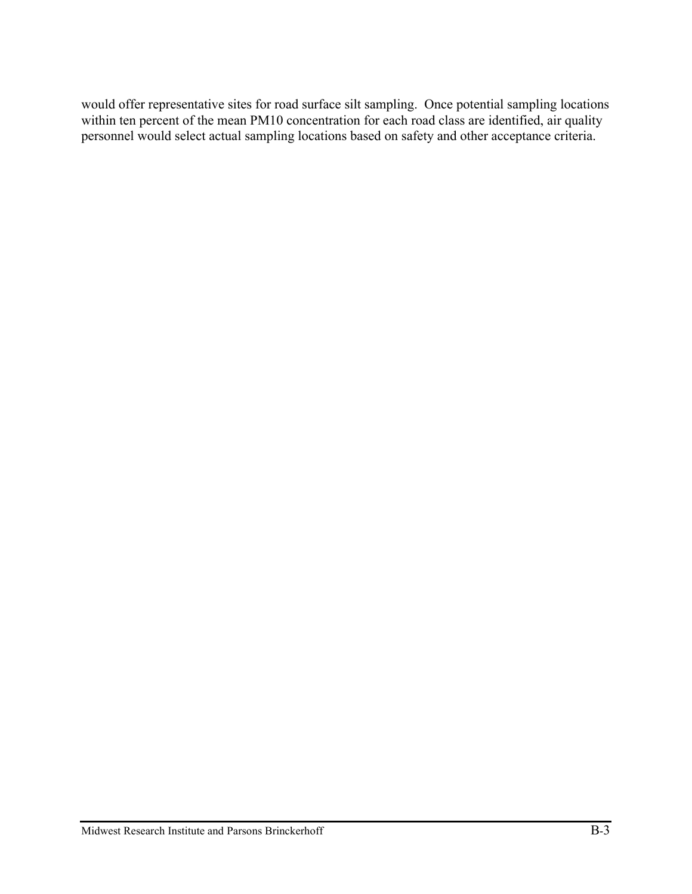would offer representative sites for road surface silt sampling. Once potential sampling locations within ten percent of the mean PM10 concentration for each road class are identified, air quality personnel would select actual sampling locations based on safety and other acceptance criteria.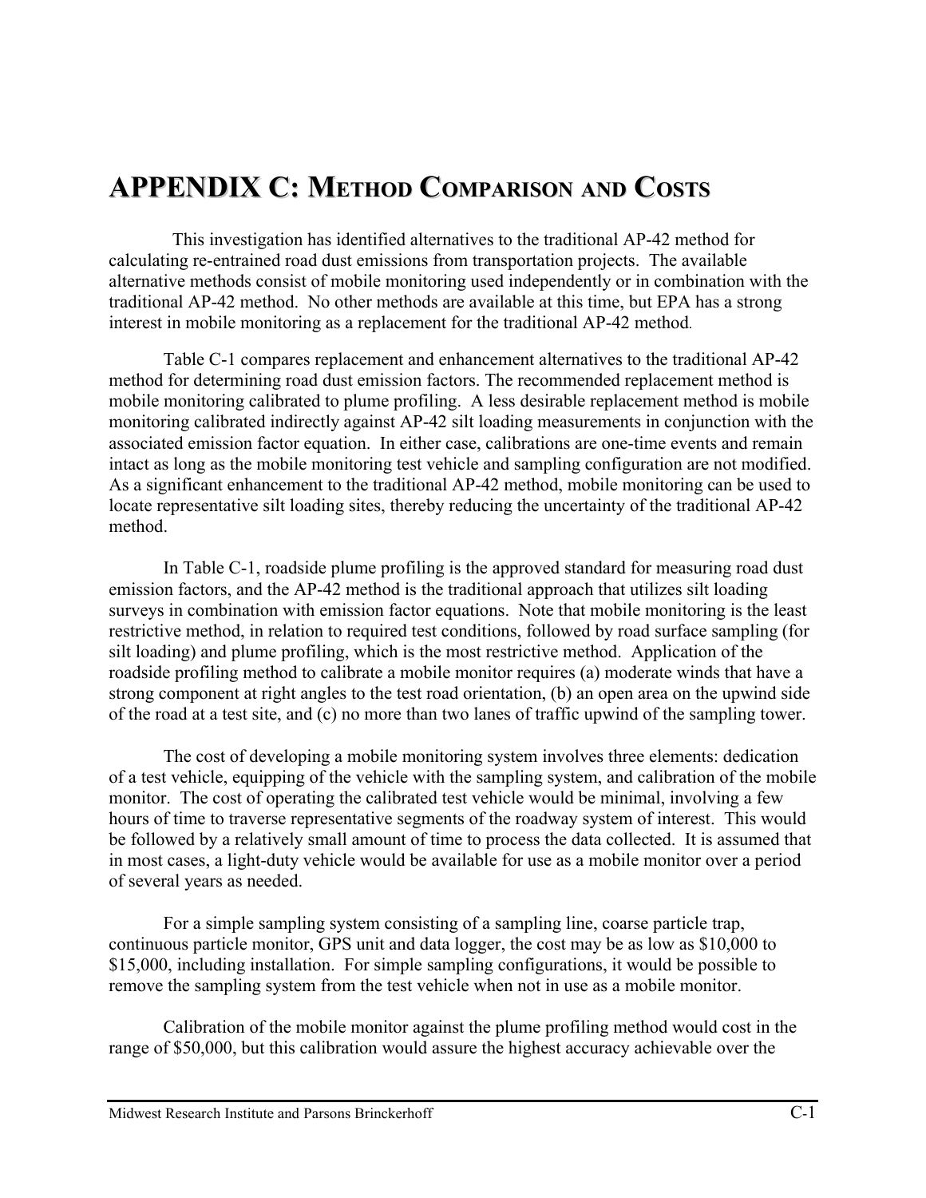# APPENDIX C: METHOD COMPARISON AND COSTS

This investigation has identified alternatives to the traditional AP-42 method for calculating re-entrained road dust emissions from transportation projects. The available alternative methods consist of mobile monitoring used independently or in combination with the traditional AP-42 method. No other methods are available at this time, but EPA has a strong interest in mobile monitoring as a replacement for the traditional AP-42 method.

Table C-1 compares replacement and enhancement alternatives to the traditional AP-42 method for determining road dust emission factors. The recommended replacement method is mobile monitoring calibrated to plume profiling. A less desirable replacement method is mobile monitoring calibrated indirectly against AP-42 silt loading measurements in conjunction with the associated emission factor equation. In either case, calibrations are one-time events and remain intact as long as the mobile monitoring test vehicle and sampling configuration are not modified. As a significant enhancement to the traditional AP-42 method, mobile monitoring can be used to locate representative silt loading sites, thereby reducing the uncertainty of the traditional AP-42 method.

In Table C-1, roadside plume profiling is the approved standard for measuring road dust emission factors, and the AP-42 method is the traditional approach that utilizes silt loading surveys in combination with emission factor equations. Note that mobile monitoring is the least restrictive method, in relation to required test conditions, followed by road surface sampling (for silt loading) and plume profiling, which is the most restrictive method. Application of the roadside profiling method to calibrate a mobile monitor requires (a) moderate winds that have a strong component at right angles to the test road orientation, (b) an open area on the upwind side of the road at a test site, and (c) no more than two lanes of traffic upwind of the sampling tower.

The cost of developing a mobile monitoring system involves three elements: dedication of a test vehicle, equipping of the vehicle with the sampling system, and calibration of the mobile monitor. The cost of operating the calibrated test vehicle would be minimal, involving a few hours of time to traverse representative segments of the roadway system of interest. This would be followed by a relatively small amount of time to process the data collected. It is assumed that in most cases, a light-duty vehicle would be available for use as a mobile monitor over a period of several years as needed.

For a simple sampling system consisting of a sampling line, coarse particle trap, continuous particle monitor, GPS unit and data logger, the cost may be as low as $10,000 to $15,000, including installation. For simple sampling configurations, it would be possible to remove the sampling system from the test vehicle when not in use as a mobile monitor.

Calibration of the mobile monitor against the plume profiling method would cost in the range of $50,000, but this calibration would assure the highest accuracy achievable over the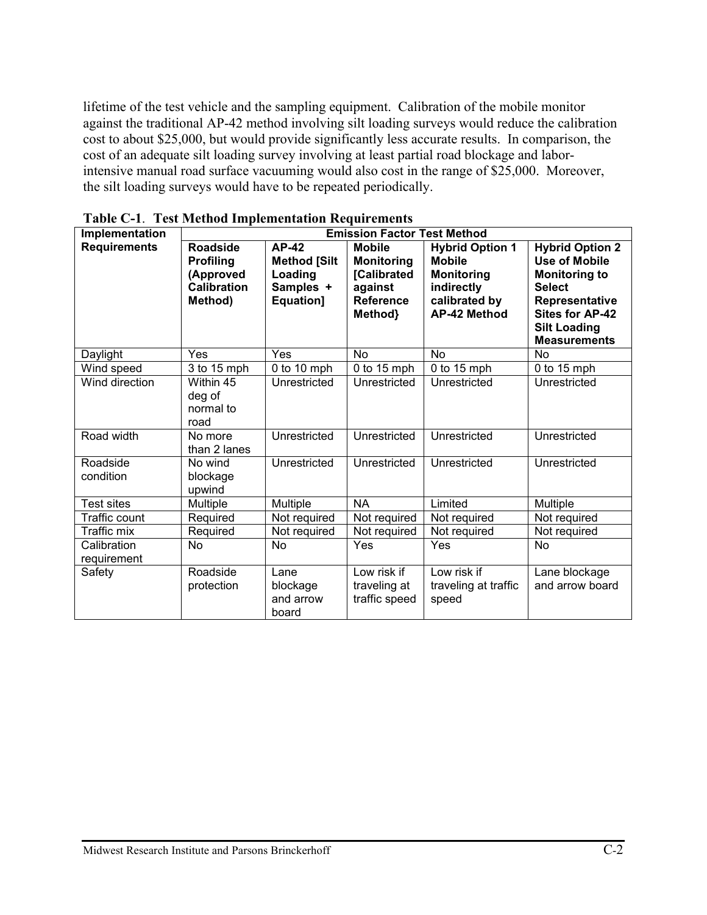lifetime of the test vehicle and the sampling equipment. Calibration of the mobile monitor against the traditional AP-42 method involving silt loading surveys would reduce the calibration cost to about $25,000, but would provide significantly less accurate results. In comparison, the cost of an adequate silt loading survey involving at least partial road blockage and labor-intensive manual road surface vacuuming would also cost in the range of $25,000. Moreover, the silt loading surveys would have to be repeated periodically.

**Table C-1. Test Method Implementation Requirements**

| Implementation Requirements | Emission Factor Test Method | | | | |
|---|---|---|---|---|---|
| | **Roadside Profiling (Approved Calibration Method)** | **AP-42 Method [Silt Loading Samples + Equation]** | **Mobile Monitoring [Calibrated against Reference Method}** | **Hybrid Option 1 Mobile Monitoring indirectly calibrated by AP-42 Method** | **Hybrid Option 2 Use of Mobile Monitoring to Select Representative Sites for AP-42 Silt Loading Measurements** |
| Daylight | Yes | Yes | No | No | No |
| Wind speed | 3 to 15 mph | 0 to 10 mph | 0 to 15 mph | 0 to 15 mph | 0 to 15 mph |
| Wind direction | Within 45 deg of normal to road | Unrestricted | Unrestricted | Unrestricted | Unrestricted |
| Road width | No more than 2 lanes | Unrestricted | Unrestricted | Unrestricted | Unrestricted |
| Roadside condition | No wind blockage upwind | Unrestricted | Unrestricted | Unrestricted | Unrestricted |
| Test sites | Multiple | Multiple | NA | Limited | Multiple |
| Traffic count | Required | Not required | Not required | Not required | Not required |
| Traffic mix | Required | Not required | Not required | Not required | Not required |
| Calibration requirement | No | No | Yes | Yes | No |
| Safety | Roadside protection | Lane blockage and arrow board | Low risk if traveling at traffic speed | Low risk if traveling at traffic speed | Lane blockage and arrow board |